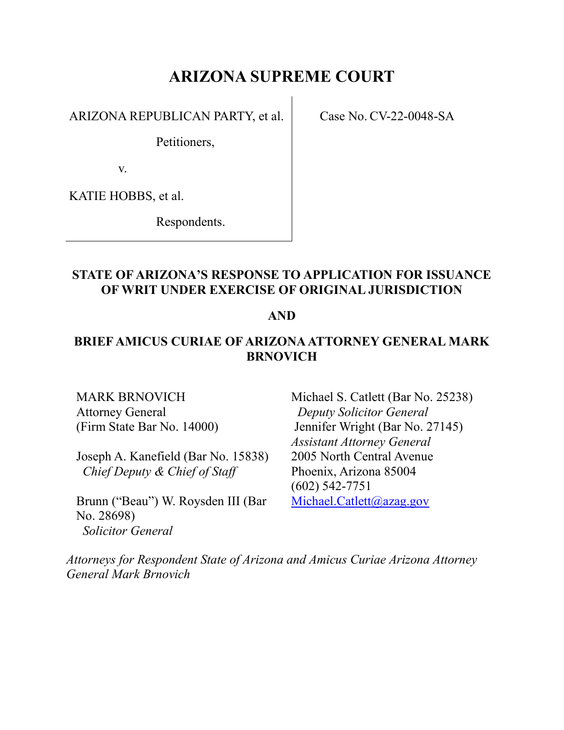# ARIZONA SUPREME COURT

ARIZONA REPUBLICAN PARTY, et al.

Petitioners,

v.

KATIE HOBBS, et al.

Respondents.

Case No. CV-22-0048-SA

**STATE OF ARIZONA'S RESPONSE TO APPLICATION FOR ISSUANCE OF WRIT UNDER EXERCISE OF ORIGINAL JURISDICTION**

**AND**

**BRIEF AMICUS CURIAE OF ARIZONA ATTORNEY GENERAL MARK BRNOVICH**

MARK BRNOVICH
Attorney General
(Firm State Bar No. 14000)

Joseph A. Kanefield (Bar No. 15838)
*Chief Deputy & Chief of Staff*

Brunn ("Beau") W. Roysden III (Bar No. 28698)
*Solicitor General*

Michael S. Catlett (Bar No. 25238)
*Deputy Solicitor General*
Jennifer Wright (Bar No. 27145)
*Assistant Attorney General*
2005 North Central Avenue
Phoenix, Arizona 85004
(602) 542-7751
Michael.Catlett@azag.gov

*Attorneys for Respondent State of Arizona and Amicus Curiae Arizona Attorney General Mark Brnovich*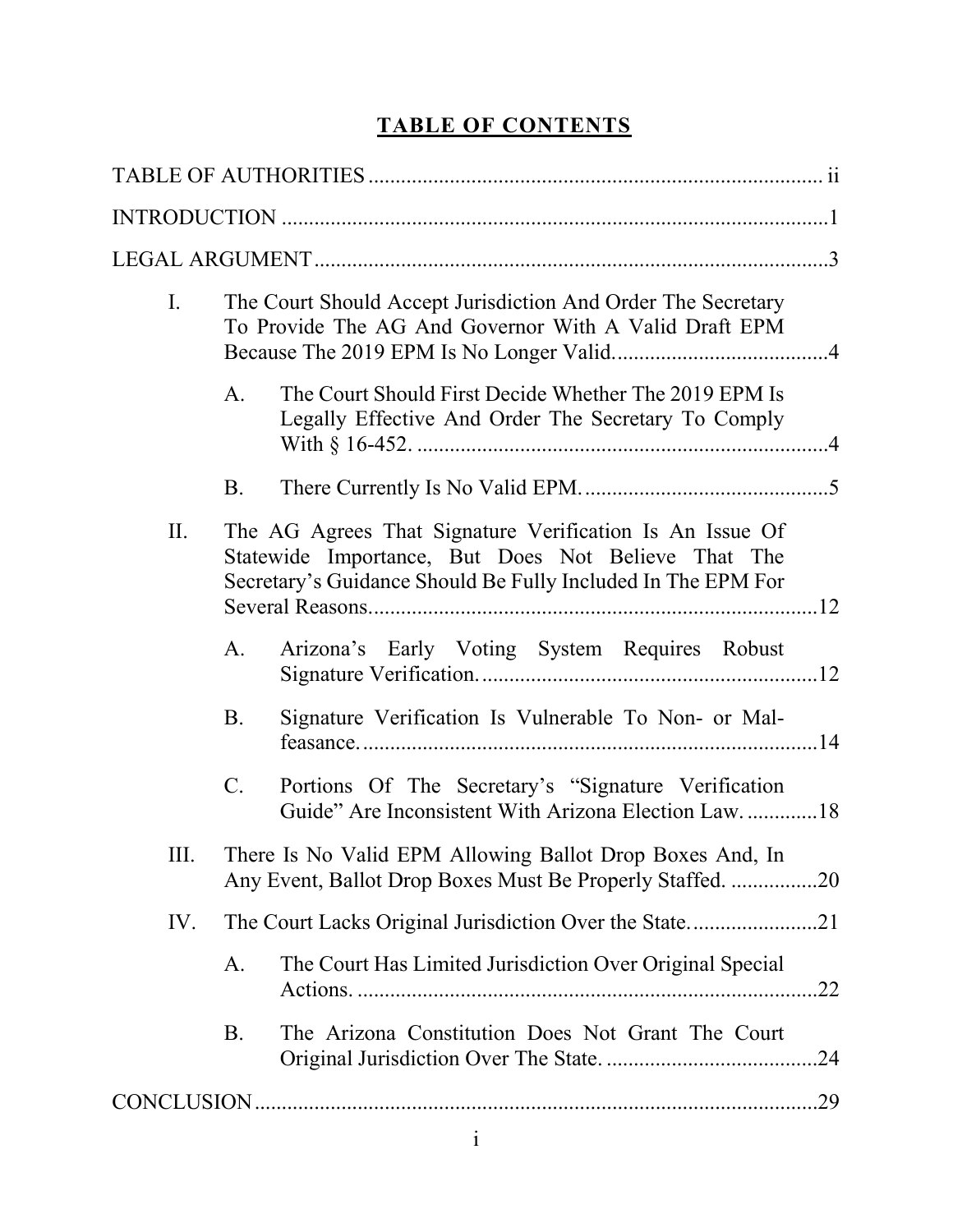# TABLE OF CONTENTS

TABLE OF AUTHORITIES ..... ii

INTRODUCTION ..... 1

LEGAL ARGUMENT ..... 3

- I. The Court Should Accept Jurisdiction And Order The Secretary To Provide The AG And Governor With A Valid Draft EPM Because The 2019 EPM Is No Longer Valid. ..... 4
  - A. The Court Should First Decide Whether The 2019 EPM Is Legally Effective And Order The Secretary To Comply With § 16-452. ..... 4
  - B. There Currently Is No Valid EPM. ..... 5
- II. The AG Agrees That Signature Verification Is An Issue Of Statewide Importance, But Does Not Believe That The Secretary's Guidance Should Be Fully Included In The EPM For Several Reasons. ..... 12
  - A. Arizona's Early Voting System Requires Robust Signature Verification. ..... 12
  - B. Signature Verification Is Vulnerable To Non- or Malfeasance. ..... 14
  - C. Portions Of The Secretary's "Signature Verification Guide" Are Inconsistent With Arizona Election Law. ..... 18
- III. There Is No Valid EPM Allowing Ballot Drop Boxes And, In Any Event, Ballot Drop Boxes Must Be Properly Staffed. ..... 20
- IV. The Court Lacks Original Jurisdiction Over the State. ..... 21
  - A. The Court Has Limited Jurisdiction Over Original Special Actions. ..... 22
  - B. The Arizona Constitution Does Not Grant The Court Original Jurisdiction Over The State. ..... 24

CONCLUSION ..... 29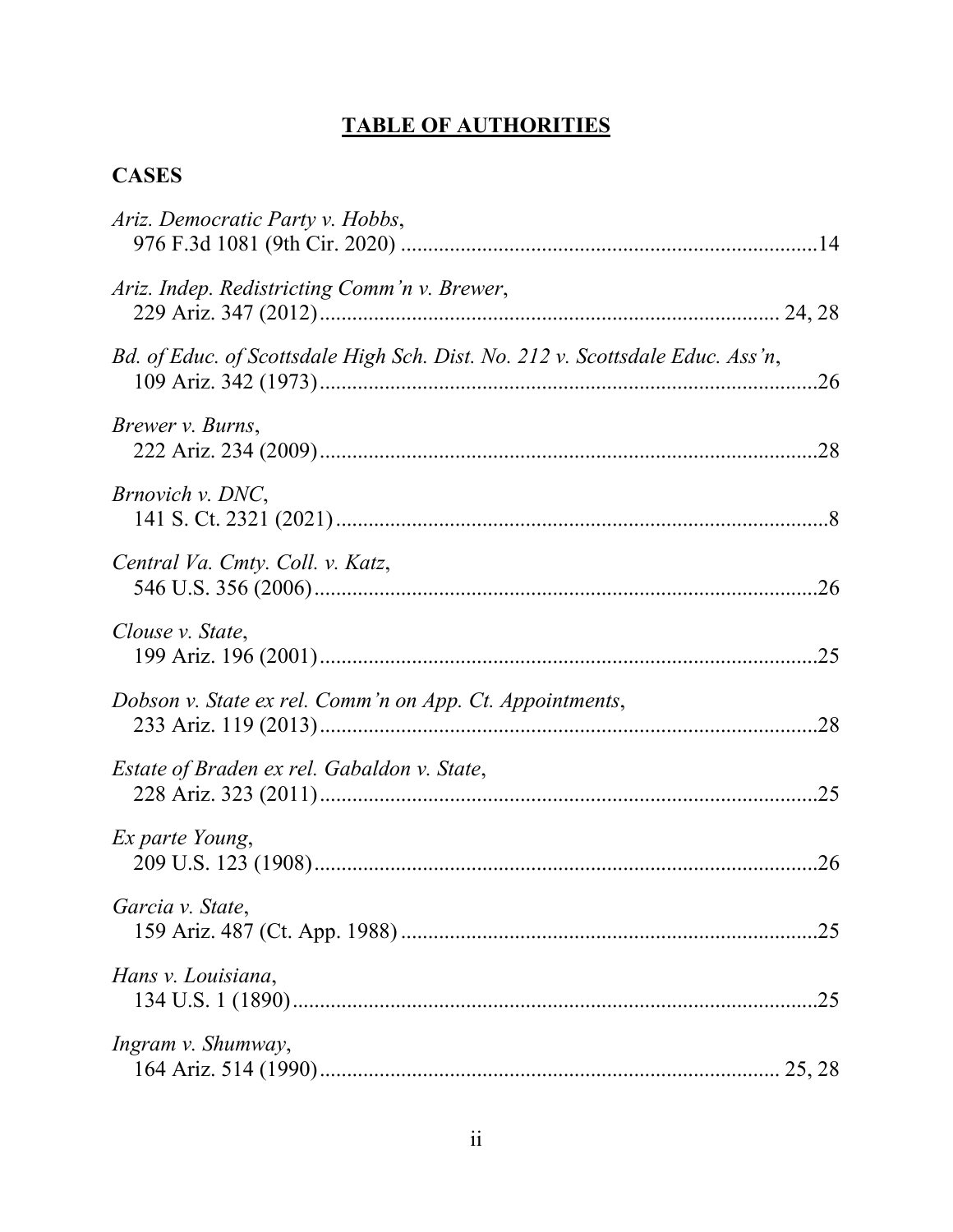# TABLE OF AUTHORITIES

## CASES

*Ariz. Democratic Party v. Hobbs*,
976 F.3d 1081 (9th Cir. 2020) .....14

*Ariz. Indep. Redistricting Comm'n v. Brewer*,
229 Ariz. 347 (2012) ..... 24, 28

*Bd. of Educ. of Scottsdale High Sch. Dist. No. 212 v. Scottsdale Educ. Ass'n*,
109 Ariz. 342 (1973) .....26

*Brewer v. Burns*,
222 Ariz. 234 (2009) .....28

*Brnovich v. DNC*,
141 S. Ct. 2321 (2021) .....8

*Central Va. Cmty. Coll. v. Katz*,
546 U.S. 356 (2006) .....26

*Clouse v. State*,
199 Ariz. 196 (2001) .....25

*Dobson v. State ex rel. Comm'n on App. Ct. Appointments*,
233 Ariz. 119 (2013) .....28

*Estate of Braden ex rel. Gabaldon v. State*,
228 Ariz. 323 (2011) .....25

*Ex parte Young*,
209 U.S. 123 (1908) .....26

*Garcia v. State*,
159 Ariz. 487 (Ct. App. 1988) .....25

*Hans v. Louisiana*,
134 U.S. 1 (1890) .....25

*Ingram v. Shumway*,
164 Ariz. 514 (1990) ..... 25, 28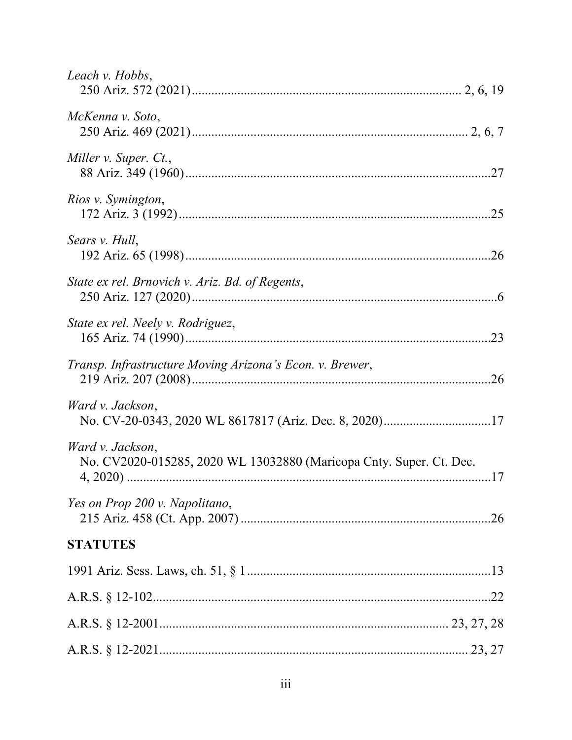*Leach v. Hobbs*,
250 Ariz. 572 (2021) .................................................................................. 2, 6, 19

*McKenna v. Soto*,
250 Ariz. 469 (2021) .................................................................................. 2, 6, 7

*Miller v. Super. Ct.*,
88 Ariz. 349 (1960) .............................................................................................27

*Rios v. Symington*,
172 Ariz. 3 (1992) ...............................................................................................25

*Sears v. Hull*,
192 Ariz. 65 (1998) .............................................................................................26

*State ex rel. Brnovich v. Ariz. Bd. of Regents*,
250 Ariz. 127 (2020) .............................................................................................6

*State ex rel. Neely v. Rodriguez*,
165 Ariz. 74 (1990) .............................................................................................23

*Transp. Infrastructure Moving Arizona's Econ. v. Brewer*,
219 Ariz. 207 (2008) ...........................................................................................26

*Ward v. Jackson*,
No. CV-20-0343, 2020 WL 8617817 (Ariz. Dec. 8, 2020) ................................17

*Ward v. Jackson*,
No. CV2020-015285, 2020 WL 13032880 (Maricopa Cnty. Super. Ct. Dec. 4, 2020) ..............................................................................................................17

*Yes on Prop 200 v. Napolitano*,
215 Ariz. 458 (Ct. App. 2007) ............................................................................26

**STATUTES**

1991 Ariz. Sess. Laws, ch. 51, § 1 ..........................................................................13

A.R.S. § 12-102........................................................................................................22

A.R.S. § 12-2001....................................................................................... 23, 27, 28

A.R.S. § 12-2021............................................................................................. 23, 27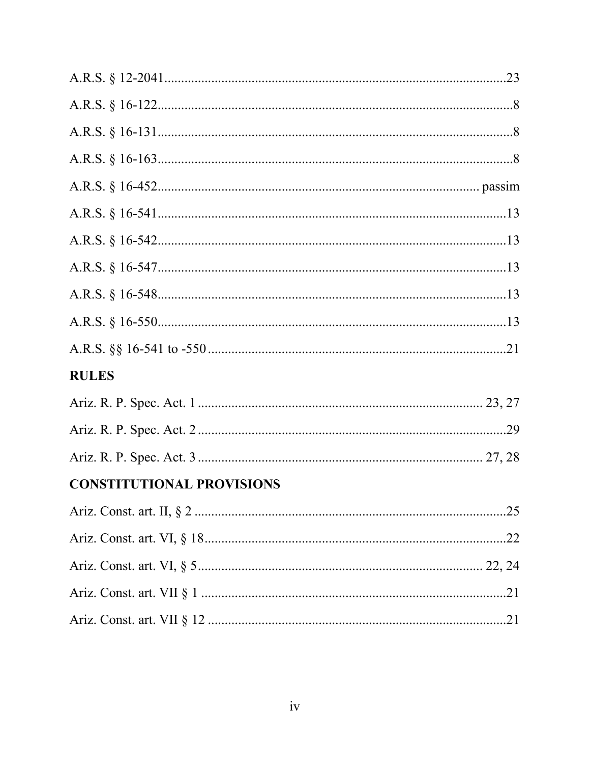A.R.S. § 12-2041 .......................................................................................... 23

A.R.S. § 16-122 .......................................................................................... 8

A.R.S. § 16-131 .......................................................................................... 8

A.R.S. § 16-163 .......................................................................................... 8

A.R.S. § 16-452 .......................................................................................... passim

A.R.S. § 16-541 .......................................................................................... 13

A.R.S. § 16-542 .......................................................................................... 13

A.R.S. § 16-547 .......................................................................................... 13

A.R.S. § 16-548 .......................................................................................... 13

A.R.S. § 16-550 .......................................................................................... 13

A.R.S. §§ 16-541 to -550 .......................................................................................... 21

## RULES

Ariz. R. P. Spec. Act. 1 .......................................................................................... 23, 27

Ariz. R. P. Spec. Act. 2 .......................................................................................... 29

Ariz. R. P. Spec. Act. 3 .......................................................................................... 27, 28

## CONSTITUTIONAL PROVISIONS

Ariz. Const. art. II, § 2 .......................................................................................... 25

Ariz. Const. art. VI, § 18 .......................................................................................... 22

Ariz. Const. art. VI, § 5 .......................................................................................... 22, 24

Ariz. Const. art. VII § 1 .......................................................................................... 21

Ariz. Const. art. VII § 12 .......................................................................................... 21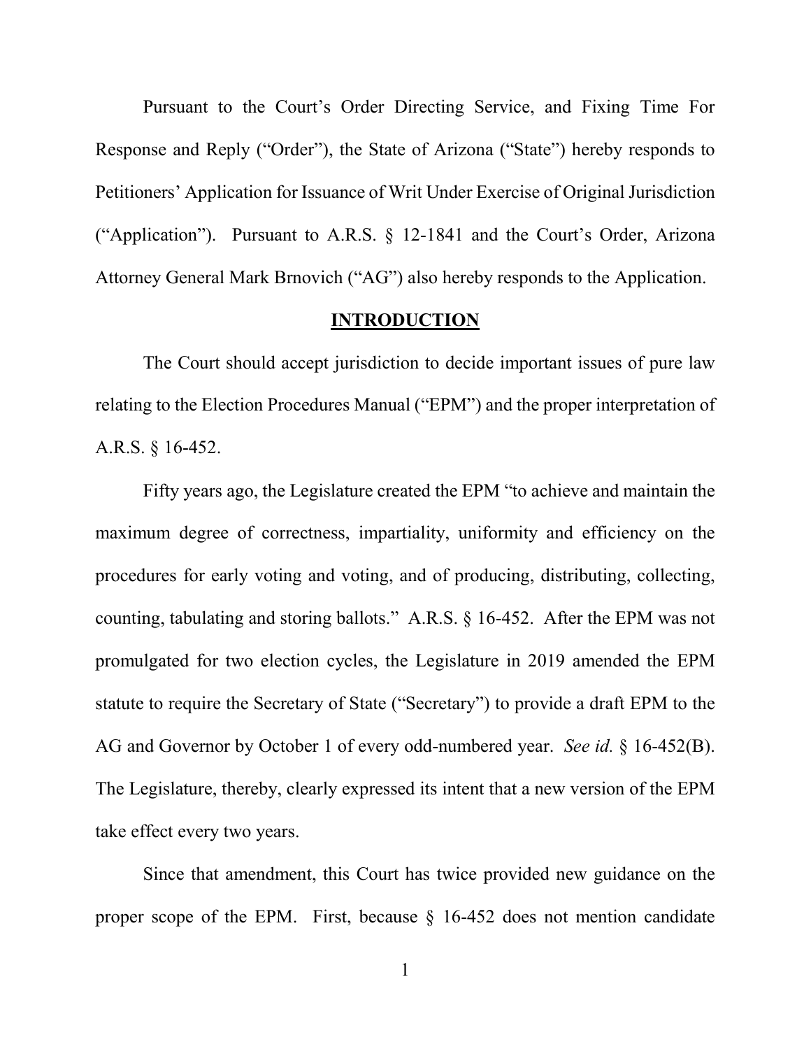Pursuant to the Court's Order Directing Service, and Fixing Time For Response and Reply ("Order"), the State of Arizona ("State") hereby responds to Petitioners' Application for Issuance of Writ Under Exercise of Original Jurisdiction ("Application"). Pursuant to A.R.S. § 12-1841 and the Court's Order, Arizona Attorney General Mark Brnovich ("AG") also hereby responds to the Application.

## INTRODUCTION

The Court should accept jurisdiction to decide important issues of pure law relating to the Election Procedures Manual ("EPM") and the proper interpretation of A.R.S. § 16-452.

Fifty years ago, the Legislature created the EPM "to achieve and maintain the maximum degree of correctness, impartiality, uniformity and efficiency on the procedures for early voting and voting, and of producing, distributing, collecting, counting, tabulating and storing ballots." A.R.S. § 16-452. After the EPM was not promulgated for two election cycles, the Legislature in 2019 amended the EPM statute to require the Secretary of State ("Secretary") to provide a draft EPM to the AG and Governor by October 1 of every odd-numbered year. *See id.* § 16-452(B). The Legislature, thereby, clearly expressed its intent that a new version of the EPM take effect every two years.

Since that amendment, this Court has twice provided new guidance on the proper scope of the EPM. First, because § 16-452 does not mention candidate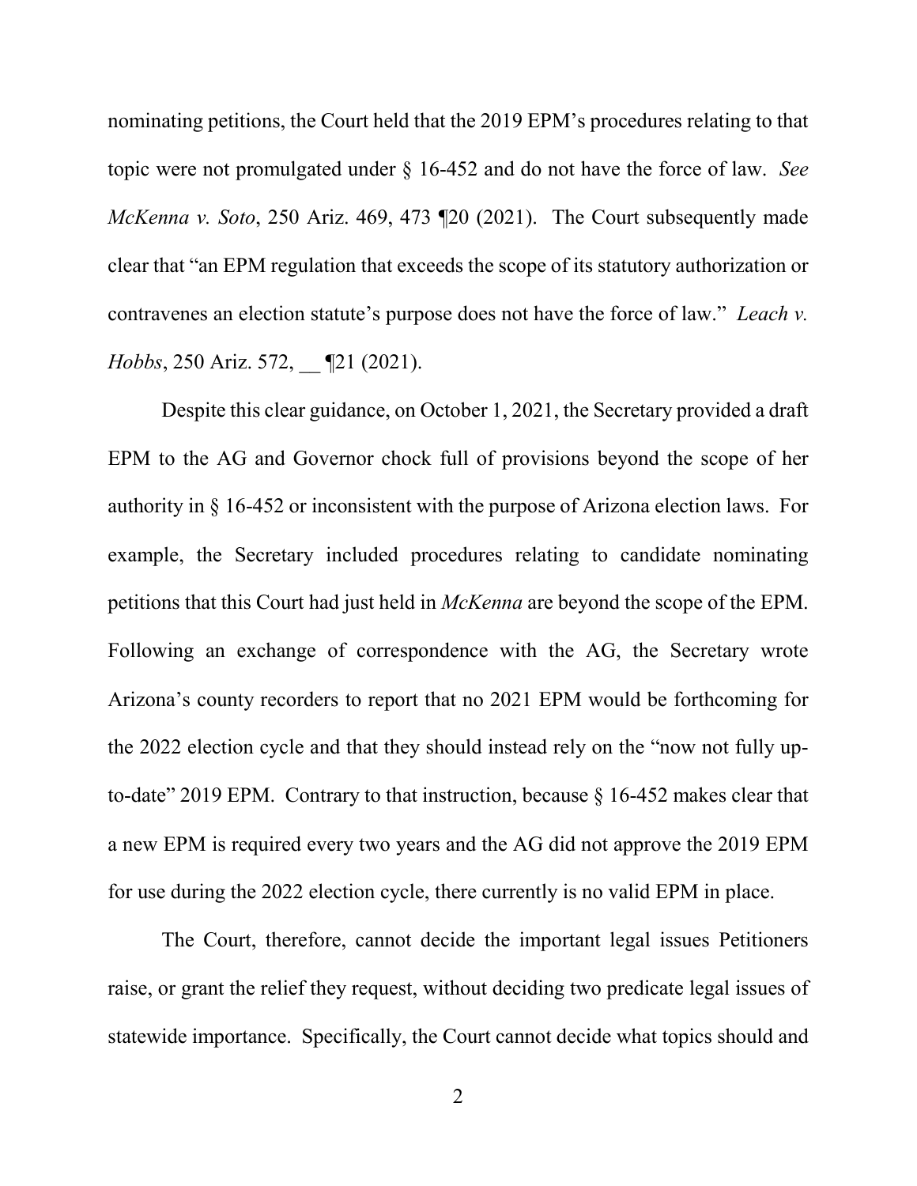nominating petitions, the Court held that the 2019 EPM's procedures relating to that topic were not promulgated under § 16-452 and do not have the force of law. *See McKenna v. Soto*, 250 Ariz. 469, 473 ¶20 (2021). The Court subsequently made clear that "an EPM regulation that exceeds the scope of its statutory authorization or contravenes an election statute's purpose does not have the force of law." *Leach v. Hobbs*, 250 Ariz. 572, __ ¶21 (2021).

Despite this clear guidance, on October 1, 2021, the Secretary provided a draft EPM to the AG and Governor chock full of provisions beyond the scope of her authority in § 16-452 or inconsistent with the purpose of Arizona election laws. For example, the Secretary included procedures relating to candidate nominating petitions that this Court had just held in *McKenna* are beyond the scope of the EPM. Following an exchange of correspondence with the AG, the Secretary wrote Arizona's county recorders to report that no 2021 EPM would be forthcoming for the 2022 election cycle and that they should instead rely on the "now not fully up-to-date" 2019 EPM. Contrary to that instruction, because § 16-452 makes clear that a new EPM is required every two years and the AG did not approve the 2019 EPM for use during the 2022 election cycle, there currently is no valid EPM in place.

The Court, therefore, cannot decide the important legal issues Petitioners raise, or grant the relief they request, without deciding two predicate legal issues of statewide importance. Specifically, the Court cannot decide what topics should and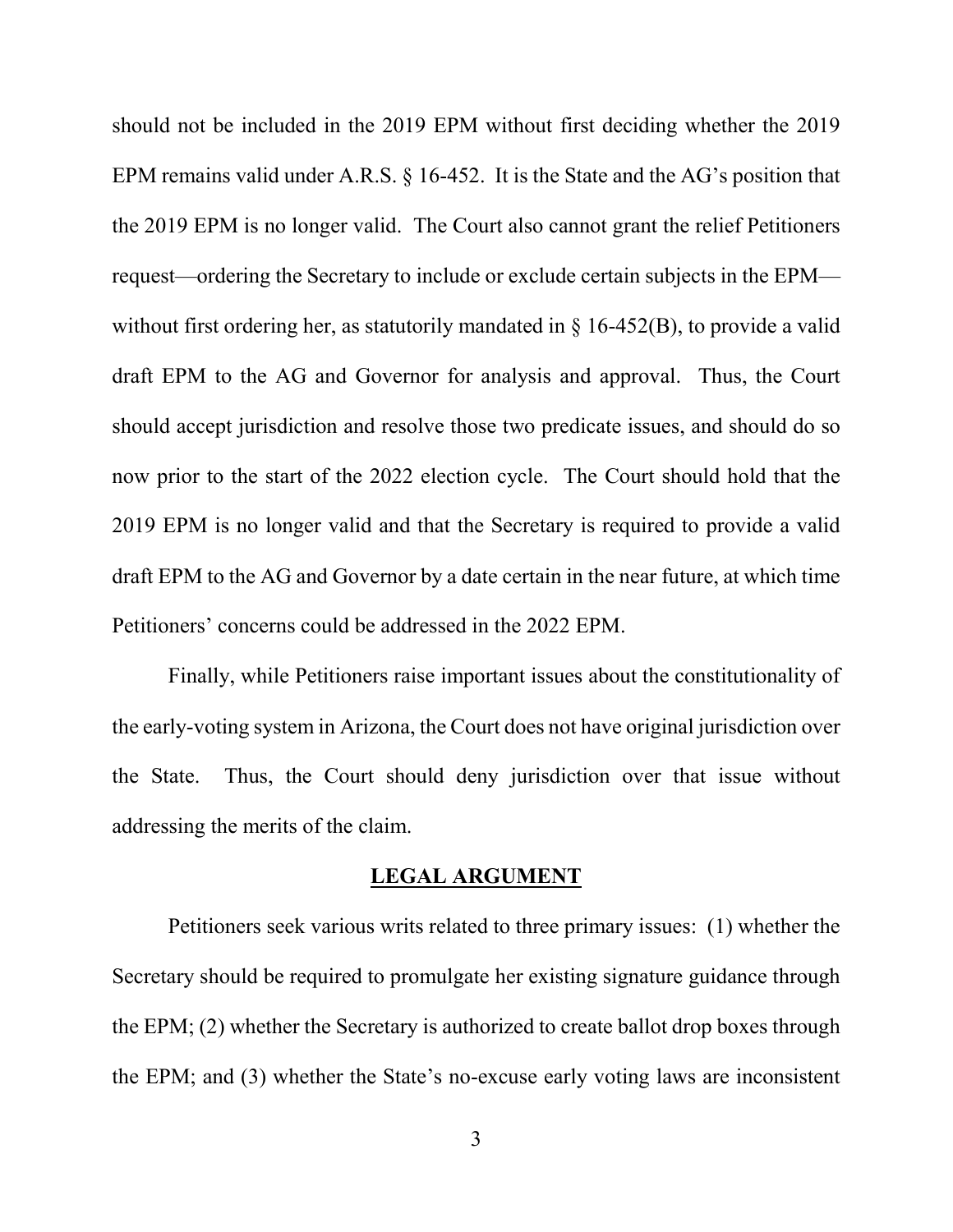should not be included in the 2019 EPM without first deciding whether the 2019 EPM remains valid under A.R.S. § 16-452. It is the State and the AG's position that the 2019 EPM is no longer valid. The Court also cannot grant the relief Petitioners request—ordering the Secretary to include or exclude certain subjects in the EPM—without first ordering her, as statutorily mandated in § 16-452(B), to provide a valid draft EPM to the AG and Governor for analysis and approval. Thus, the Court should accept jurisdiction and resolve those two predicate issues, and should do so now prior to the start of the 2022 election cycle. The Court should hold that the 2019 EPM is no longer valid and that the Secretary is required to provide a valid draft EPM to the AG and Governor by a date certain in the near future, at which time Petitioners' concerns could be addressed in the 2022 EPM.

Finally, while Petitioners raise important issues about the constitutionality of the early-voting system in Arizona, the Court does not have original jurisdiction over the State. Thus, the Court should deny jurisdiction over that issue without addressing the merits of the claim.

## LEGAL ARGUMENT

Petitioners seek various writs related to three primary issues: (1) whether the Secretary should be required to promulgate her existing signature guidance through the EPM; (2) whether the Secretary is authorized to create ballot drop boxes through the EPM; and (3) whether the State's no-excuse early voting laws are inconsistent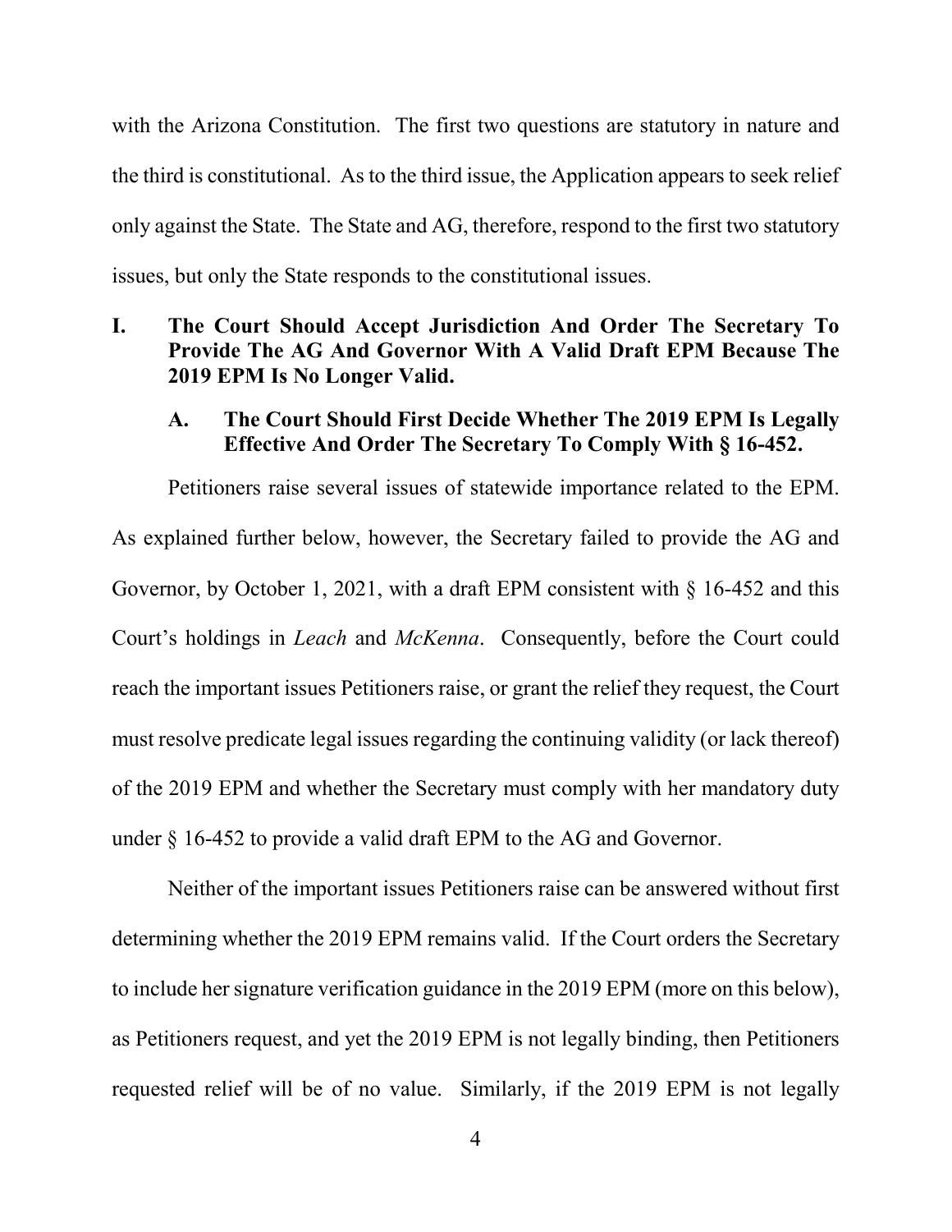with the Arizona Constitution. The first two questions are statutory in nature and the third is constitutional. As to the third issue, the Application appears to seek relief only against the State. The State and AG, therefore, respond to the first two statutory issues, but only the State responds to the constitutional issues.

## I. The Court Should Accept Jurisdiction And Order The Secretary To Provide The AG And Governor With A Valid Draft EPM Because The 2019 EPM Is No Longer Valid.

### A. The Court Should First Decide Whether The 2019 EPM Is Legally Effective And Order The Secretary To Comply With § 16-452.

Petitioners raise several issues of statewide importance related to the EPM. As explained further below, however, the Secretary failed to provide the AG and Governor, by October 1, 2021, with a draft EPM consistent with § 16-452 and this Court's holdings in *Leach* and *McKenna*. Consequently, before the Court could reach the important issues Petitioners raise, or grant the relief they request, the Court must resolve predicate legal issues regarding the continuing validity (or lack thereof) of the 2019 EPM and whether the Secretary must comply with her mandatory duty under § 16-452 to provide a valid draft EPM to the AG and Governor.

Neither of the important issues Petitioners raise can be answered without first determining whether the 2019 EPM remains valid. If the Court orders the Secretary to include her signature verification guidance in the 2019 EPM (more on this below), as Petitioners request, and yet the 2019 EPM is not legally binding, then Petitioners requested relief will be of no value. Similarly, if the 2019 EPM is not legally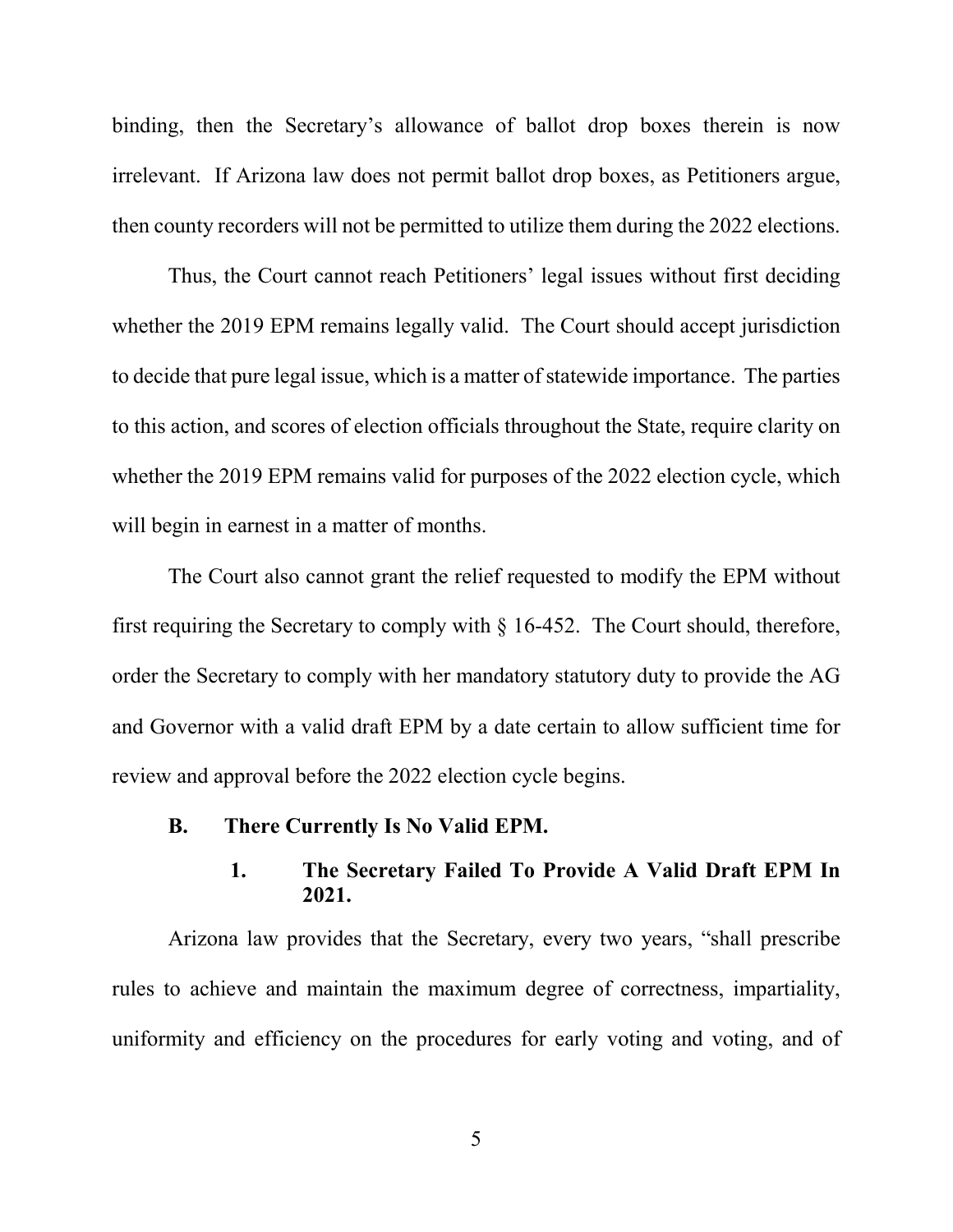binding, then the Secretary's allowance of ballot drop boxes therein is now irrelevant. If Arizona law does not permit ballot drop boxes, as Petitioners argue, then county recorders will not be permitted to utilize them during the 2022 elections.

Thus, the Court cannot reach Petitioners' legal issues without first deciding whether the 2019 EPM remains legally valid. The Court should accept jurisdiction to decide that pure legal issue, which is a matter of statewide importance. The parties to this action, and scores of election officials throughout the State, require clarity on whether the 2019 EPM remains valid for purposes of the 2022 election cycle, which will begin in earnest in a matter of months.

The Court also cannot grant the relief requested to modify the EPM without first requiring the Secretary to comply with § 16-452. The Court should, therefore, order the Secretary to comply with her mandatory statutory duty to provide the AG and Governor with a valid draft EPM by a date certain to allow sufficient time for review and approval before the 2022 election cycle begins.

### B. There Currently Is No Valid EPM.

#### 1. The Secretary Failed To Provide A Valid Draft EPM In 2021.

Arizona law provides that the Secretary, every two years, "shall prescribe rules to achieve and maintain the maximum degree of correctness, impartiality, uniformity and efficiency on the procedures for early voting and voting, and of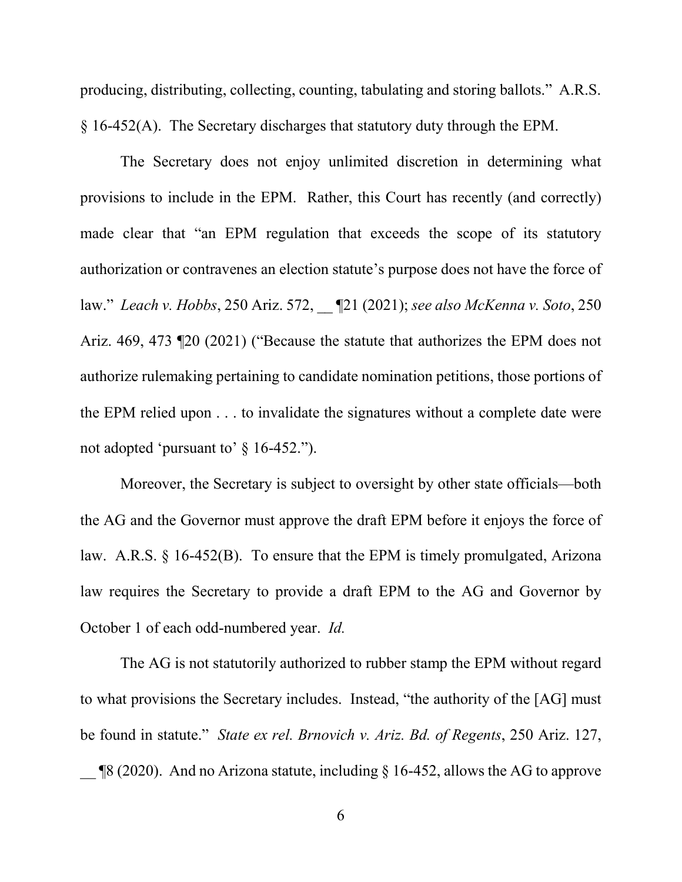producing, distributing, collecting, counting, tabulating and storing ballots." A.R.S. § 16-452(A). The Secretary discharges that statutory duty through the EPM.

The Secretary does not enjoy unlimited discretion in determining what provisions to include in the EPM. Rather, this Court has recently (and correctly) made clear that "an EPM regulation that exceeds the scope of its statutory authorization or contravenes an election statute's purpose does not have the force of law." *Leach v. Hobbs*, 250 Ariz. 572, __ ¶21 (2021); *see also McKenna v. Soto*, 250 Ariz. 469, 473 ¶20 (2021) ("Because the statute that authorizes the EPM does not authorize rulemaking pertaining to candidate nomination petitions, those portions of the EPM relied upon . . . to invalidate the signatures without a complete date were not adopted 'pursuant to' § 16-452.").

Moreover, the Secretary is subject to oversight by other state officials—both the AG and the Governor must approve the draft EPM before it enjoys the force of law. A.R.S. § 16-452(B). To ensure that the EPM is timely promulgated, Arizona law requires the Secretary to provide a draft EPM to the AG and Governor by October 1 of each odd-numbered year. *Id.*

The AG is not statutorily authorized to rubber stamp the EPM without regard to what provisions the Secretary includes. Instead, "the authority of the [AG] must be found in statute." *State ex rel. Brnovich v. Ariz. Bd. of Regents*, 250 Ariz. 127, __ ¶8 (2020). And no Arizona statute, including § 16-452, allows the AG to approve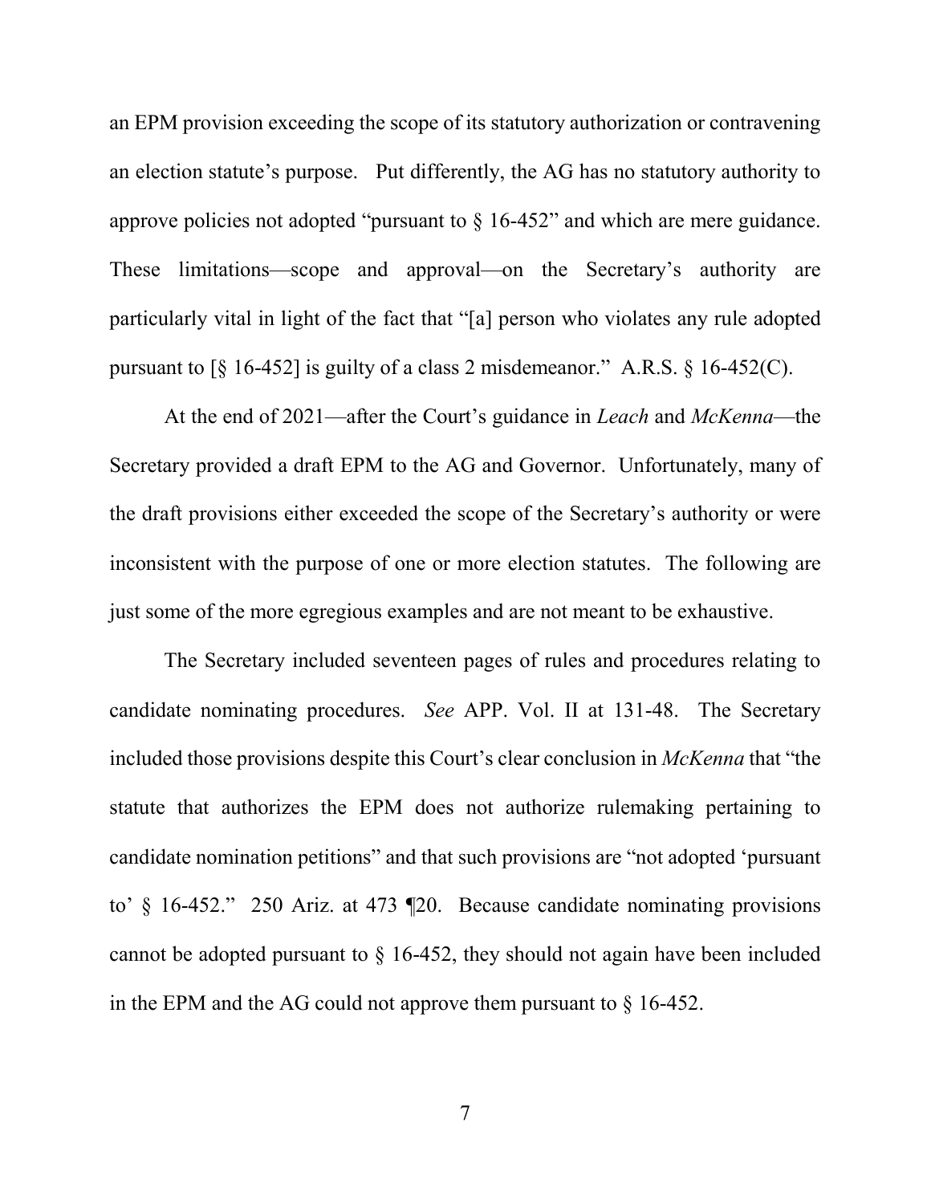an EPM provision exceeding the scope of its statutory authorization or contravening an election statute's purpose. Put differently, the AG has no statutory authority to approve policies not adopted "pursuant to § 16-452" and which are mere guidance. These limitations—scope and approval—on the Secretary's authority are particularly vital in light of the fact that "[a] person who violates any rule adopted pursuant to [§ 16-452] is guilty of a class 2 misdemeanor." A.R.S. § 16-452(C).

At the end of 2021—after the Court's guidance in *Leach* and *McKenna*—the Secretary provided a draft EPM to the AG and Governor. Unfortunately, many of the draft provisions either exceeded the scope of the Secretary's authority or were inconsistent with the purpose of one or more election statutes. The following are just some of the more egregious examples and are not meant to be exhaustive.

The Secretary included seventeen pages of rules and procedures relating to candidate nominating procedures. *See* APP. Vol. II at 131-48. The Secretary included those provisions despite this Court's clear conclusion in *McKenna* that "the statute that authorizes the EPM does not authorize rulemaking pertaining to candidate nomination petitions" and that such provisions are "not adopted 'pursuant to' § 16-452." 250 Ariz. at 473 ¶20. Because candidate nominating provisions cannot be adopted pursuant to § 16-452, they should not again have been included in the EPM and the AG could not approve them pursuant to § 16-452.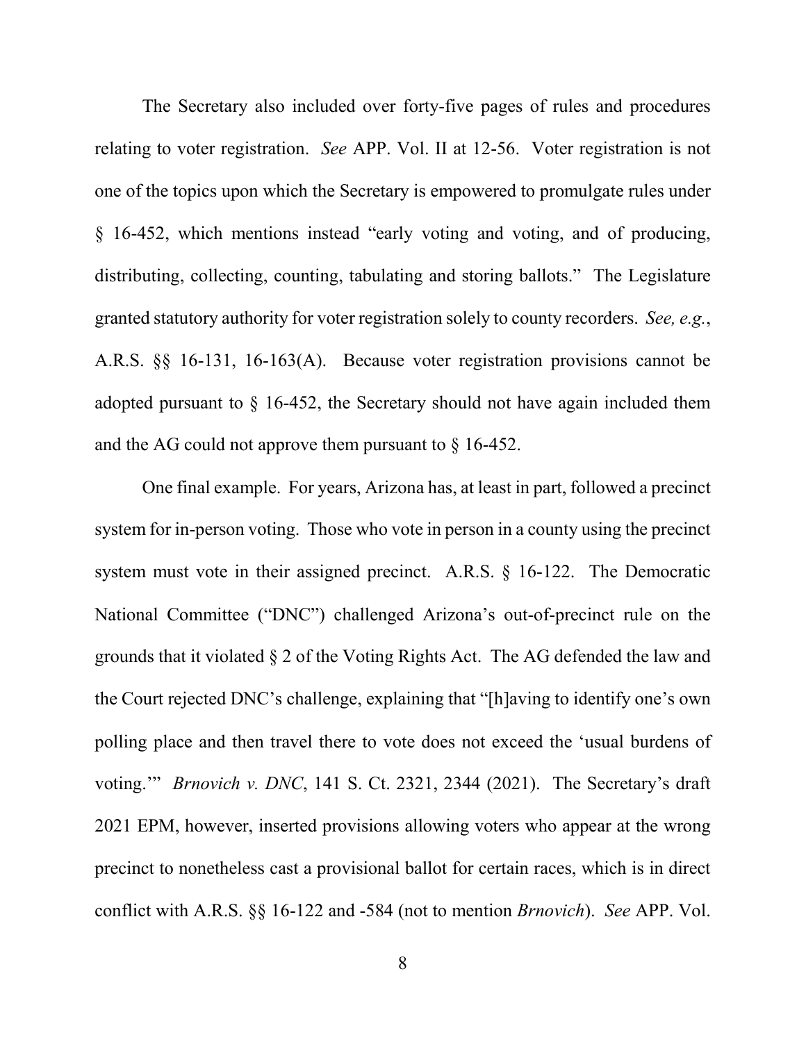The Secretary also included over forty-five pages of rules and procedures relating to voter registration. *See* APP. Vol. II at 12-56. Voter registration is not one of the topics upon which the Secretary is empowered to promulgate rules under § 16-452, which mentions instead "early voting and voting, and of producing, distributing, collecting, counting, tabulating and storing ballots." The Legislature granted statutory authority for voter registration solely to county recorders. *See, e.g.*, A.R.S. §§ 16-131, 16-163(A). Because voter registration provisions cannot be adopted pursuant to § 16-452, the Secretary should not have again included them and the AG could not approve them pursuant to § 16-452.

One final example. For years, Arizona has, at least in part, followed a precinct system for in-person voting. Those who vote in person in a county using the precinct system must vote in their assigned precinct. A.R.S. § 16-122. The Democratic National Committee ("DNC") challenged Arizona's out-of-precinct rule on the grounds that it violated § 2 of the Voting Rights Act. The AG defended the law and the Court rejected DNC's challenge, explaining that "[h]aving to identify one's own polling place and then travel there to vote does not exceed the 'usual burdens of voting.'" *Brnovich v. DNC*, 141 S. Ct. 2321, 2344 (2021). The Secretary's draft 2021 EPM, however, inserted provisions allowing voters who appear at the wrong precinct to nonetheless cast a provisional ballot for certain races, which is in direct conflict with A.R.S. §§ 16-122 and -584 (not to mention *Brnovich*). *See* APP. Vol.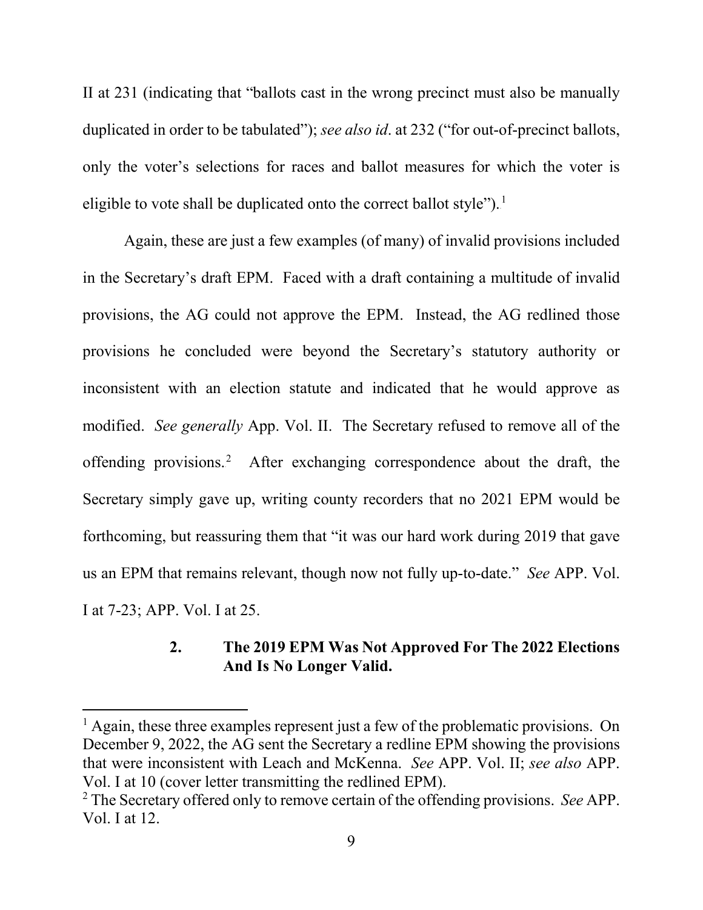II at 231 (indicating that "ballots cast in the wrong precinct must also be manually duplicated in order to be tabulated"); *see also id*. at 232 ("for out-of-precinct ballots, only the voter's selections for races and ballot measures for which the voter is eligible to vote shall be duplicated onto the correct ballot style").[1]

Again, these are just a few examples (of many) of invalid provisions included in the Secretary's draft EPM. Faced with a draft containing a multitude of invalid provisions, the AG could not approve the EPM. Instead, the AG redlined those provisions he concluded were beyond the Secretary's statutory authority or inconsistent with an election statute and indicated that he would approve as modified. *See generally* App. Vol. II. The Secretary refused to remove all of the offending provisions.[2] After exchanging correspondence about the draft, the Secretary simply gave up, writing county recorders that no 2021 EPM would be forthcoming, but reassuring them that "it was our hard work during 2019 that gave us an EPM that remains relevant, though now not fully up-to-date." *See* APP. Vol. I at 7-23; APP. Vol. I at 25.

### 2. The 2019 EPM Was Not Approved For The 2022 Elections And Is No Longer Valid.

---

[1] Again, these three examples represent just a few of the problematic provisions. On December 9, 2022, the AG sent the Secretary a redline EPM showing the provisions that were inconsistent with Leach and McKenna. *See* APP. Vol. II; *see also* APP. Vol. I at 10 (cover letter transmitting the redlined EPM).

[2] The Secretary offered only to remove certain of the offending provisions. *See* APP. Vol. I at 12.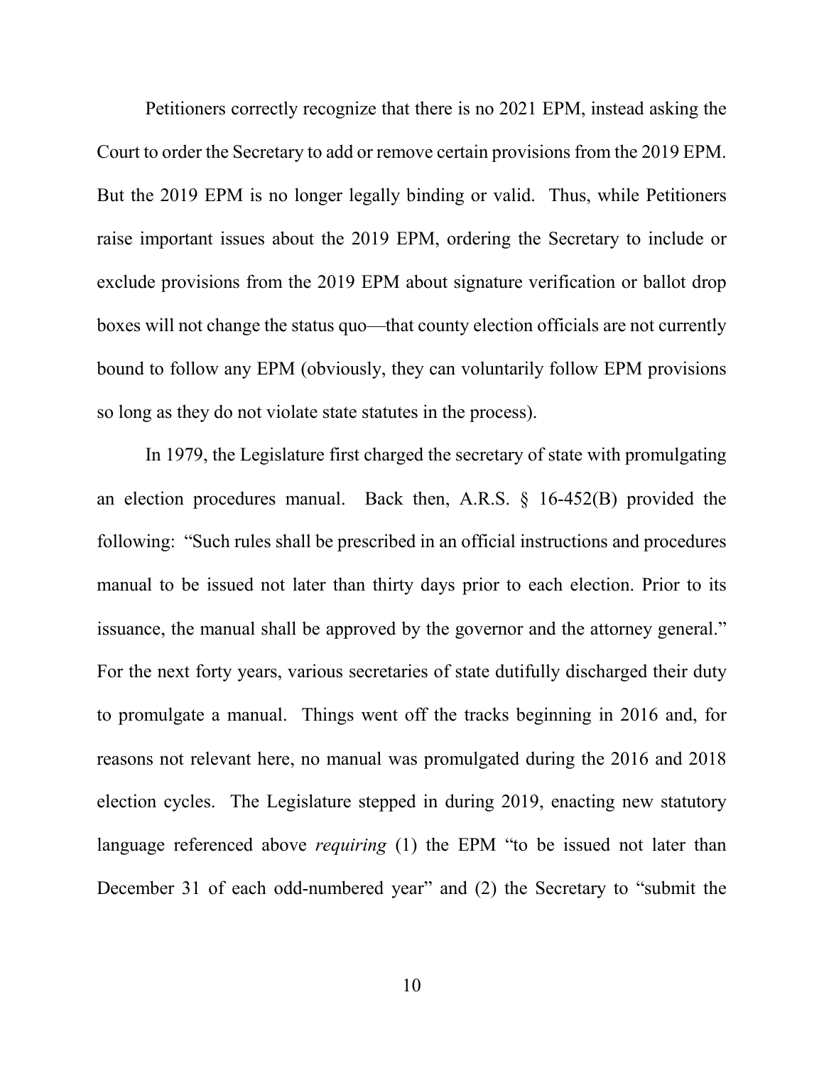Petitioners correctly recognize that there is no 2021 EPM, instead asking the Court to order the Secretary to add or remove certain provisions from the 2019 EPM. But the 2019 EPM is no longer legally binding or valid. Thus, while Petitioners raise important issues about the 2019 EPM, ordering the Secretary to include or exclude provisions from the 2019 EPM about signature verification or ballot drop boxes will not change the status quo—that county election officials are not currently bound to follow any EPM (obviously, they can voluntarily follow EPM provisions so long as they do not violate state statutes in the process).

In 1979, the Legislature first charged the secretary of state with promulgating an election procedures manual. Back then, A.R.S. § 16-452(B) provided the following: "Such rules shall be prescribed in an official instructions and procedures manual to be issued not later than thirty days prior to each election. Prior to its issuance, the manual shall be approved by the governor and the attorney general." For the next forty years, various secretaries of state dutifully discharged their duty to promulgate a manual. Things went off the tracks beginning in 2016 and, for reasons not relevant here, no manual was promulgated during the 2016 and 2018 election cycles. The Legislature stepped in during 2019, enacting new statutory language referenced above *requiring* (1) the EPM "to be issued not later than December 31 of each odd-numbered year" and (2) the Secretary to "submit the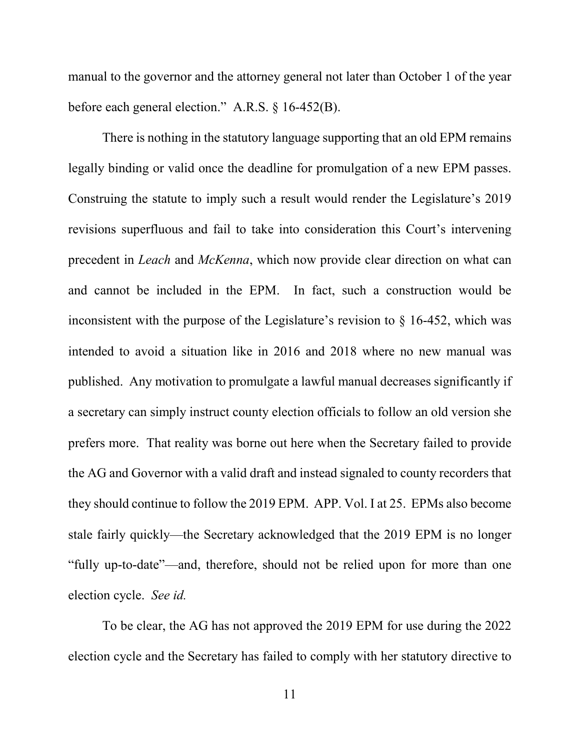manual to the governor and the attorney general not later than October 1 of the year before each general election." A.R.S. § 16-452(B).

There is nothing in the statutory language supporting that an old EPM remains legally binding or valid once the deadline for promulgation of a new EPM passes. Construing the statute to imply such a result would render the Legislature's 2019 revisions superfluous and fail to take into consideration this Court's intervening precedent in *Leach* and *McKenna*, which now provide clear direction on what can and cannot be included in the EPM. In fact, such a construction would be inconsistent with the purpose of the Legislature's revision to § 16-452, which was intended to avoid a situation like in 2016 and 2018 where no new manual was published. Any motivation to promulgate a lawful manual decreases significantly if a secretary can simply instruct county election officials to follow an old version she prefers more. That reality was borne out here when the Secretary failed to provide the AG and Governor with a valid draft and instead signaled to county recorders that they should continue to follow the 2019 EPM. APP. Vol. I at 25. EPMs also become stale fairly quickly—the Secretary acknowledged that the 2019 EPM is no longer "fully up-to-date"—and, therefore, should not be relied upon for more than one election cycle. *See id.*

To be clear, the AG has not approved the 2019 EPM for use during the 2022 election cycle and the Secretary has failed to comply with her statutory directive to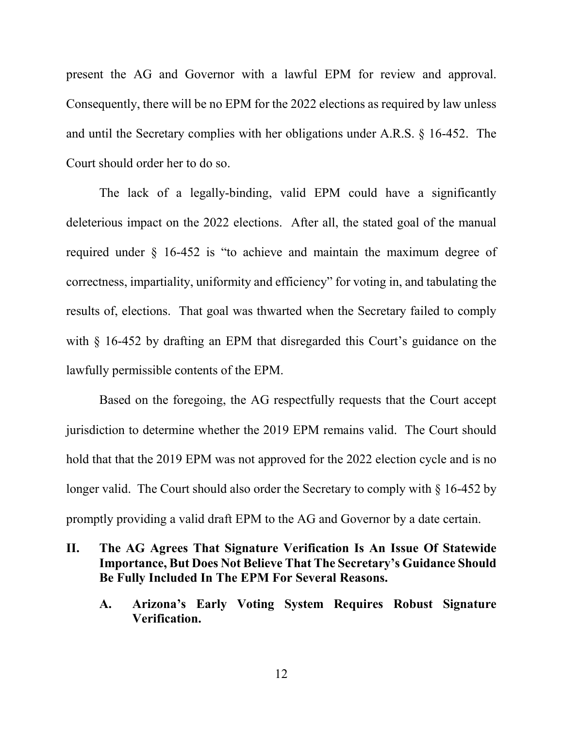present the AG and Governor with a lawful EPM for review and approval. Consequently, there will be no EPM for the 2022 elections as required by law unless and until the Secretary complies with her obligations under A.R.S. § 16-452. The Court should order her to do so.

The lack of a legally-binding, valid EPM could have a significantly deleterious impact on the 2022 elections. After all, the stated goal of the manual required under § 16-452 is "to achieve and maintain the maximum degree of correctness, impartiality, uniformity and efficiency" for voting in, and tabulating the results of, elections. That goal was thwarted when the Secretary failed to comply with § 16-452 by drafting an EPM that disregarded this Court's guidance on the lawfully permissible contents of the EPM.

Based on the foregoing, the AG respectfully requests that the Court accept jurisdiction to determine whether the 2019 EPM remains valid. The Court should hold that that the 2019 EPM was not approved for the 2022 election cycle and is no longer valid. The Court should also order the Secretary to comply with § 16-452 by promptly providing a valid draft EPM to the AG and Governor by a date certain.

## II. The AG Agrees That Signature Verification Is An Issue Of Statewide Importance, But Does Not Believe That The Secretary's Guidance Should Be Fully Included In The EPM For Several Reasons.

### A. Arizona's Early Voting System Requires Robust Signature Verification.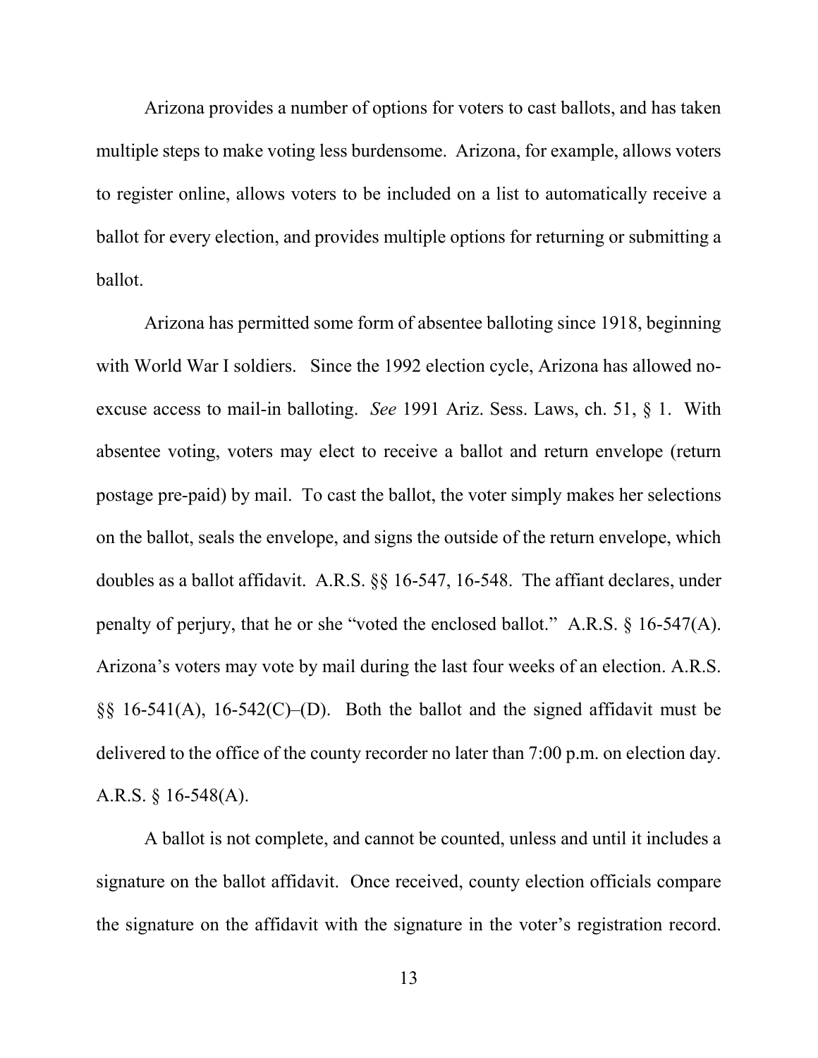Arizona provides a number of options for voters to cast ballots, and has taken multiple steps to make voting less burdensome. Arizona, for example, allows voters to register online, allows voters to be included on a list to automatically receive a ballot for every election, and provides multiple options for returning or submitting a ballot.

Arizona has permitted some form of absentee balloting since 1918, beginning with World War I soldiers. Since the 1992 election cycle, Arizona has allowed no-excuse access to mail-in balloting. *See* 1991 Ariz. Sess. Laws, ch. 51, § 1. With absentee voting, voters may elect to receive a ballot and return envelope (return postage pre-paid) by mail. To cast the ballot, the voter simply makes her selections on the ballot, seals the envelope, and signs the outside of the return envelope, which doubles as a ballot affidavit. A.R.S. §§ 16-547, 16-548. The affiant declares, under penalty of perjury, that he or she "voted the enclosed ballot." A.R.S. § 16-547(A). Arizona's voters may vote by mail during the last four weeks of an election. A.R.S. §§ 16-541(A), 16-542(C)–(D). Both the ballot and the signed affidavit must be delivered to the office of the county recorder no later than 7:00 p.m. on election day. A.R.S. § 16-548(A).

A ballot is not complete, and cannot be counted, unless and until it includes a signature on the ballot affidavit. Once received, county election officials compare the signature on the affidavit with the signature in the voter's registration record.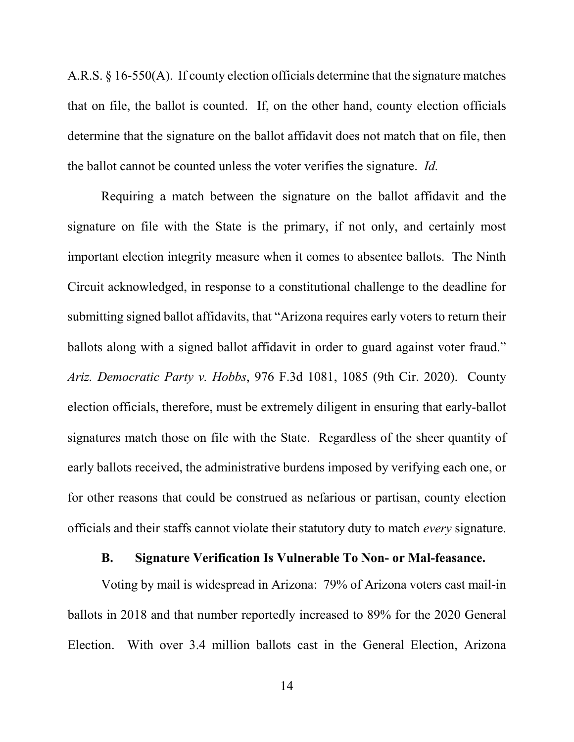A.R.S. § 16-550(A). If county election officials determine that the signature matches that on file, the ballot is counted. If, on the other hand, county election officials determine that the signature on the ballot affidavit does not match that on file, then the ballot cannot be counted unless the voter verifies the signature. *Id.*

Requiring a match between the signature on the ballot affidavit and the signature on file with the State is the primary, if not only, and certainly most important election integrity measure when it comes to absentee ballots. The Ninth Circuit acknowledged, in response to a constitutional challenge to the deadline for submitting signed ballot affidavits, that "Arizona requires early voters to return their ballots along with a signed ballot affidavit in order to guard against voter fraud." *Ariz. Democratic Party v. Hobbs*, 976 F.3d 1081, 1085 (9th Cir. 2020). County election officials, therefore, must be extremely diligent in ensuring that early-ballot signatures match those on file with the State. Regardless of the sheer quantity of early ballots received, the administrative burdens imposed by verifying each one, or for other reasons that could be construed as nefarious or partisan, county election officials and their staffs cannot violate their statutory duty to match *every* signature.

### B. Signature Verification Is Vulnerable To Non- or Mal-feasance.

Voting by mail is widespread in Arizona: 79% of Arizona voters cast mail-in ballots in 2018 and that number reportedly increased to 89% for the 2020 General Election. With over 3.4 million ballots cast in the General Election, Arizona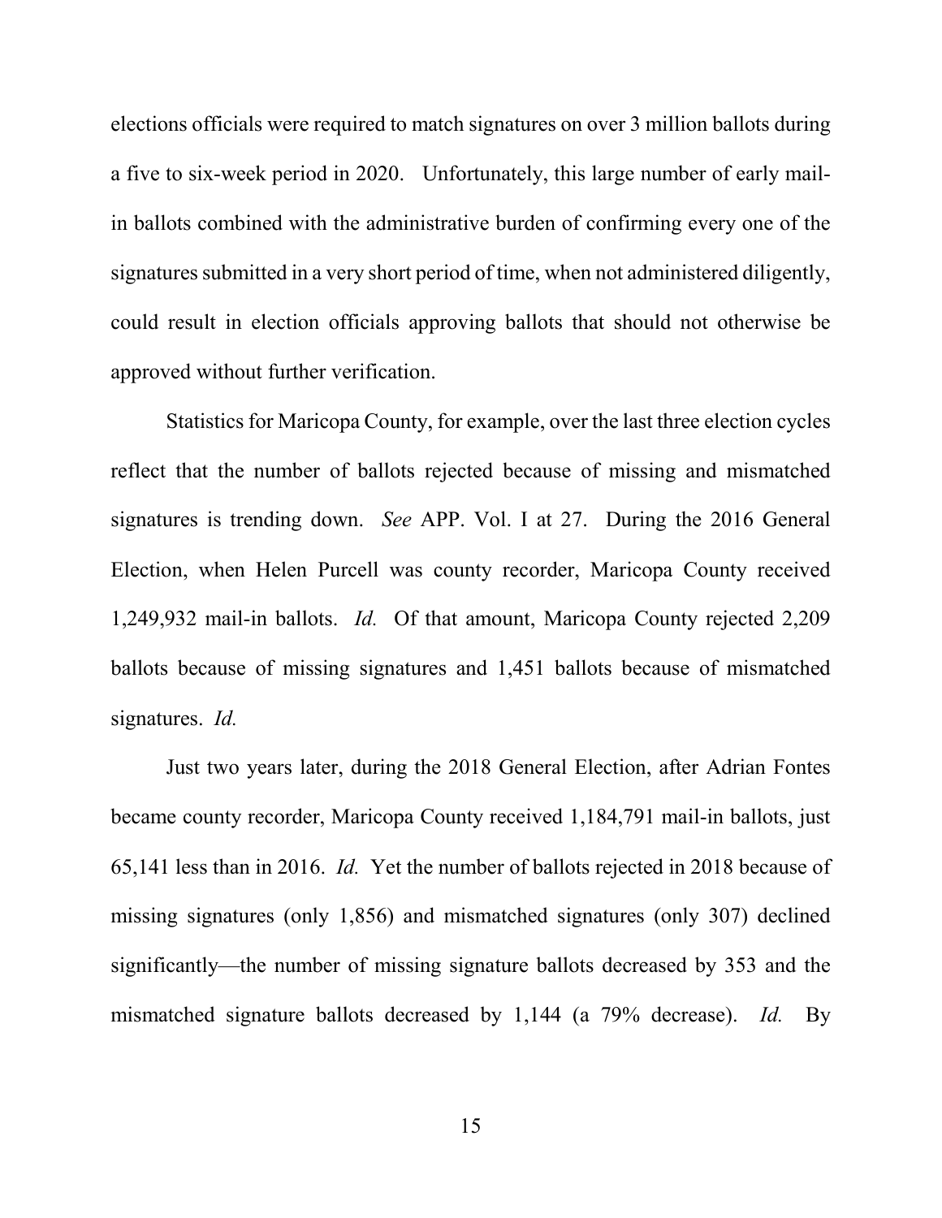elections officials were required to match signatures on over 3 million ballots during a five to six-week period in 2020. Unfortunately, this large number of early mail-in ballots combined with the administrative burden of confirming every one of the signatures submitted in a very short period of time, when not administered diligently, could result in election officials approving ballots that should not otherwise be approved without further verification.

Statistics for Maricopa County, for example, over the last three election cycles reflect that the number of ballots rejected because of missing and mismatched signatures is trending down. *See* APP. Vol. I at 27. During the 2016 General Election, when Helen Purcell was county recorder, Maricopa County received 1,249,932 mail-in ballots. *Id.* Of that amount, Maricopa County rejected 2,209 ballots because of missing signatures and 1,451 ballots because of mismatched signatures. *Id.*

Just two years later, during the 2018 General Election, after Adrian Fontes became county recorder, Maricopa County received 1,184,791 mail-in ballots, just 65,141 less than in 2016. *Id.* Yet the number of ballots rejected in 2018 because of missing signatures (only 1,856) and mismatched signatures (only 307) declined significantly—the number of missing signature ballots decreased by 353 and the mismatched signature ballots decreased by 1,144 (a 79% decrease). *Id.* By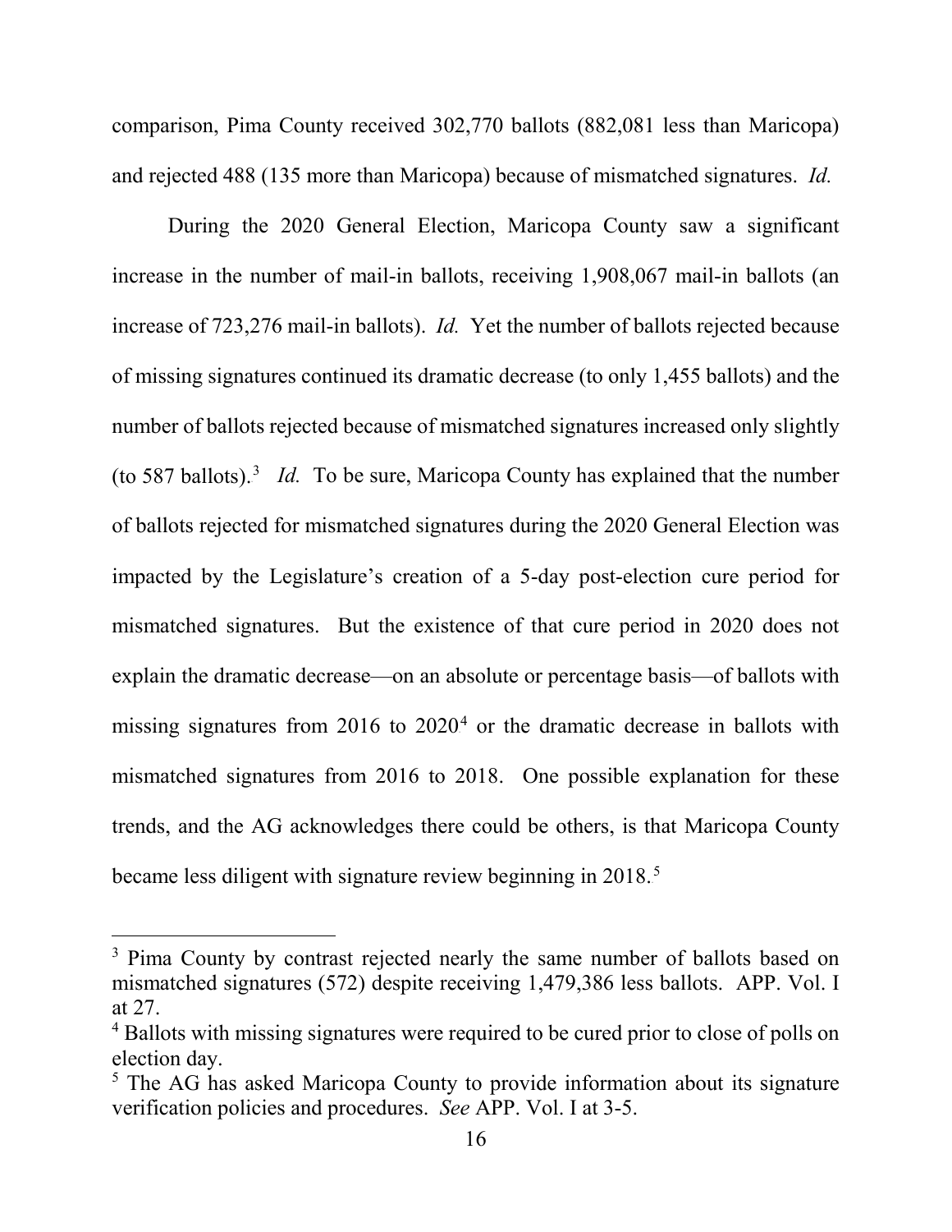comparison, Pima County received 302,770 ballots (882,081 less than Maricopa) and rejected 488 (135 more than Maricopa) because of mismatched signatures. *Id.*

During the 2020 General Election, Maricopa County saw a significant increase in the number of mail-in ballots, receiving 1,908,067 mail-in ballots (an increase of 723,276 mail-in ballots). *Id.* Yet the number of ballots rejected because of missing signatures continued its dramatic decrease (to only 1,455 ballots) and the number of ballots rejected because of mismatched signatures increased only slightly (to 587 ballots).[3] *Id.* To be sure, Maricopa County has explained that the number of ballots rejected for mismatched signatures during the 2020 General Election was impacted by the Legislature's creation of a 5-day post-election cure period for mismatched signatures. But the existence of that cure period in 2020 does not explain the dramatic decrease—on an absolute or percentage basis—of ballots with missing signatures from 2016 to 2020[4] or the dramatic decrease in ballots with mismatched signatures from 2016 to 2018. One possible explanation for these trends, and the AG acknowledges there could be others, is that Maricopa County became less diligent with signature review beginning in 2018.[5]

---

[3] Pima County by contrast rejected nearly the same number of ballots based on mismatched signatures (572) despite receiving 1,479,386 less ballots. APP. Vol. I at 27.

[4] Ballots with missing signatures were required to be cured prior to close of polls on election day.

[5] The AG has asked Maricopa County to provide information about its signature verification policies and procedures. *See* APP. Vol. I at 3-5.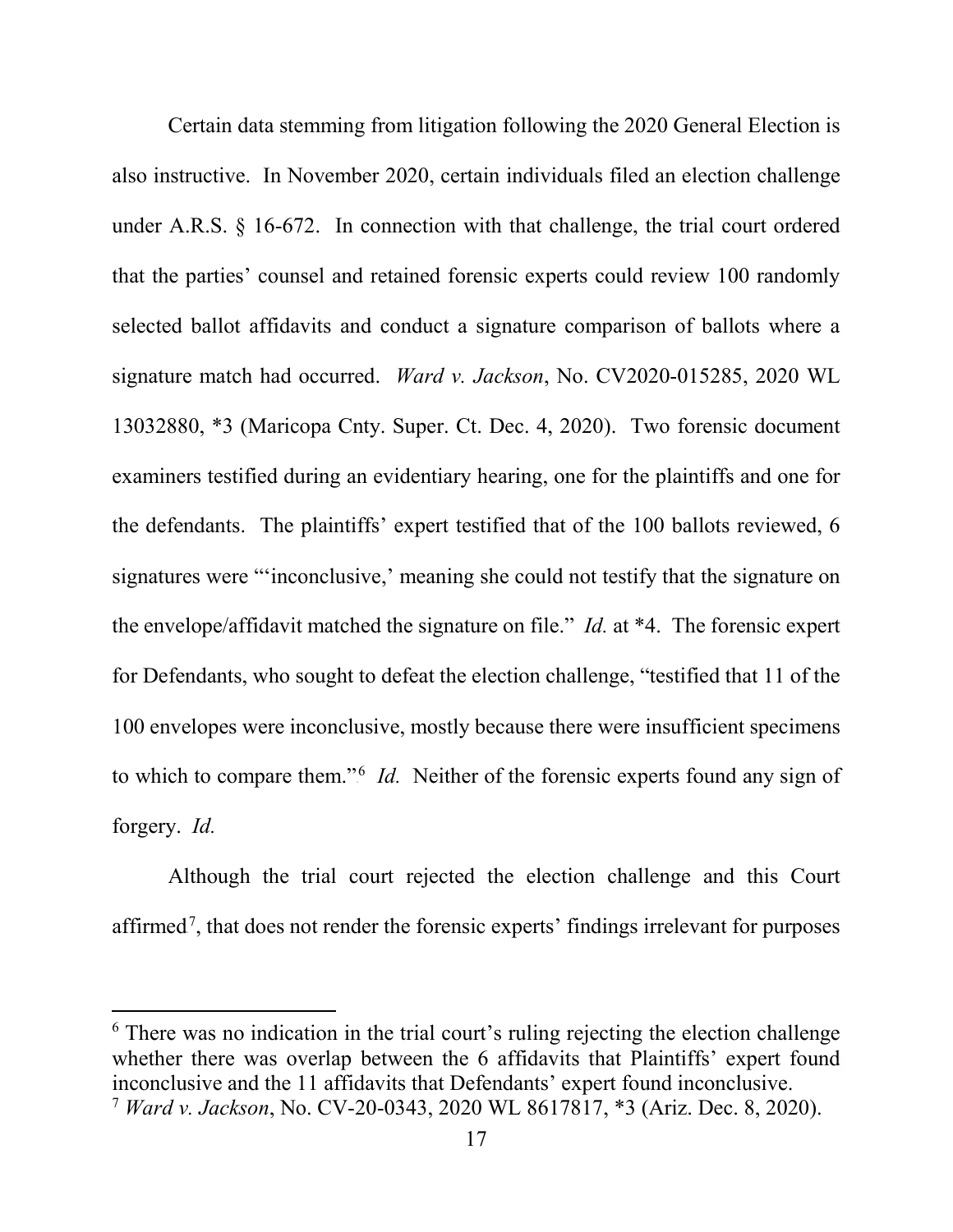Certain data stemming from litigation following the 2020 General Election is also instructive. In November 2020, certain individuals filed an election challenge under A.R.S. § 16-672. In connection with that challenge, the trial court ordered that the parties' counsel and retained forensic experts could review 100 randomly selected ballot affidavits and conduct a signature comparison of ballots where a signature match had occurred. *Ward v. Jackson*, No. CV2020-015285, 2020 WL 13032880, *3 (Maricopa Cnty. Super. Ct. Dec. 4, 2020). Two forensic document examiners testified during an evidentiary hearing, one for the plaintiffs and one for the defendants. The plaintiffs' expert testified that of the 100 ballots reviewed, 6 signatures were "'inconclusive,' meaning she could not testify that the signature on the envelope/affidavit matched the signature on file." *Id.* at *4. The forensic expert for Defendants, who sought to defeat the election challenge, "testified that 11 of the 100 envelopes were inconclusive, mostly because there were insufficient specimens to which to compare them."[6] *Id.* Neither of the forensic experts found any sign of forgery. *Id.*

Although the trial court rejected the election challenge and this Court affirmed[7], that does not render the forensic experts' findings irrelevant for purposes

---

[6] There was no indication in the trial court's ruling rejecting the election challenge whether there was overlap between the 6 affidavits that Plaintiffs' expert found inconclusive and the 11 affidavits that Defendants' expert found inconclusive.

[7] *Ward v. Jackson*, No. CV-20-0343, 2020 WL 8617817, *3 (Ariz. Dec. 8, 2020).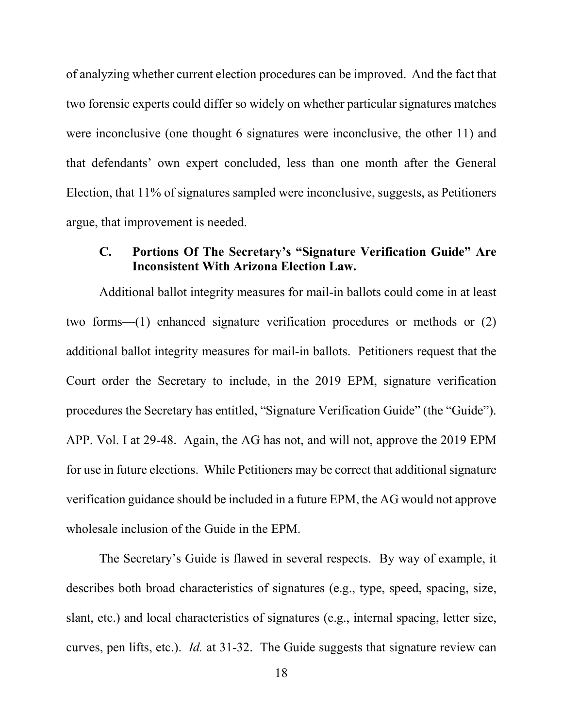of analyzing whether current election procedures can be improved. And the fact that two forensic experts could differ so widely on whether particular signatures matches were inconclusive (one thought 6 signatures were inconclusive, the other 11) and that defendants' own expert concluded, less than one month after the General Election, that 11% of signatures sampled were inconclusive, suggests, as Petitioners argue, that improvement is needed.

### C. Portions Of The Secretary's "Signature Verification Guide" Are Inconsistent With Arizona Election Law.

Additional ballot integrity measures for mail-in ballots could come in at least two forms—(1) enhanced signature verification procedures or methods or (2) additional ballot integrity measures for mail-in ballots. Petitioners request that the Court order the Secretary to include, in the 2019 EPM, signature verification procedures the Secretary has entitled, "Signature Verification Guide" (the "Guide"). APP. Vol. I at 29-48. Again, the AG has not, and will not, approve the 2019 EPM for use in future elections. While Petitioners may be correct that additional signature verification guidance should be included in a future EPM, the AG would not approve wholesale inclusion of the Guide in the EPM.

The Secretary's Guide is flawed in several respects. By way of example, it describes both broad characteristics of signatures (e.g., type, speed, spacing, size, slant, etc.) and local characteristics of signatures (e.g., internal spacing, letter size, curves, pen lifts, etc.). *Id.* at 31-32. The Guide suggests that signature review can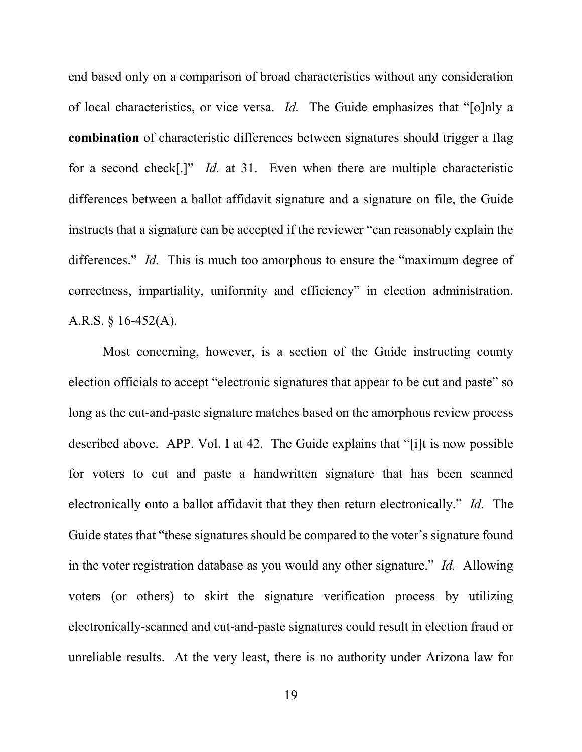end based only on a comparison of broad characteristics without any consideration of local characteristics, or vice versa. *Id.* The Guide emphasizes that "[o]nly a **combination** of characteristic differences between signatures should trigger a flag for a second check[.]" *Id.* at 31. Even when there are multiple characteristic differences between a ballot affidavit signature and a signature on file, the Guide instructs that a signature can be accepted if the reviewer "can reasonably explain the differences." *Id.* This is much too amorphous to ensure the "maximum degree of correctness, impartiality, uniformity and efficiency" in election administration. A.R.S. § 16-452(A).

Most concerning, however, is a section of the Guide instructing county election officials to accept "electronic signatures that appear to be cut and paste" so long as the cut-and-paste signature matches based on the amorphous review process described above. APP. Vol. I at 42. The Guide explains that "[i]t is now possible for voters to cut and paste a handwritten signature that has been scanned electronically onto a ballot affidavit that they then return electronically." *Id.* The Guide states that "these signatures should be compared to the voter's signature found in the voter registration database as you would any other signature." *Id.* Allowing voters (or others) to skirt the signature verification process by utilizing electronically-scanned and cut-and-paste signatures could result in election fraud or unreliable results. At the very least, there is no authority under Arizona law for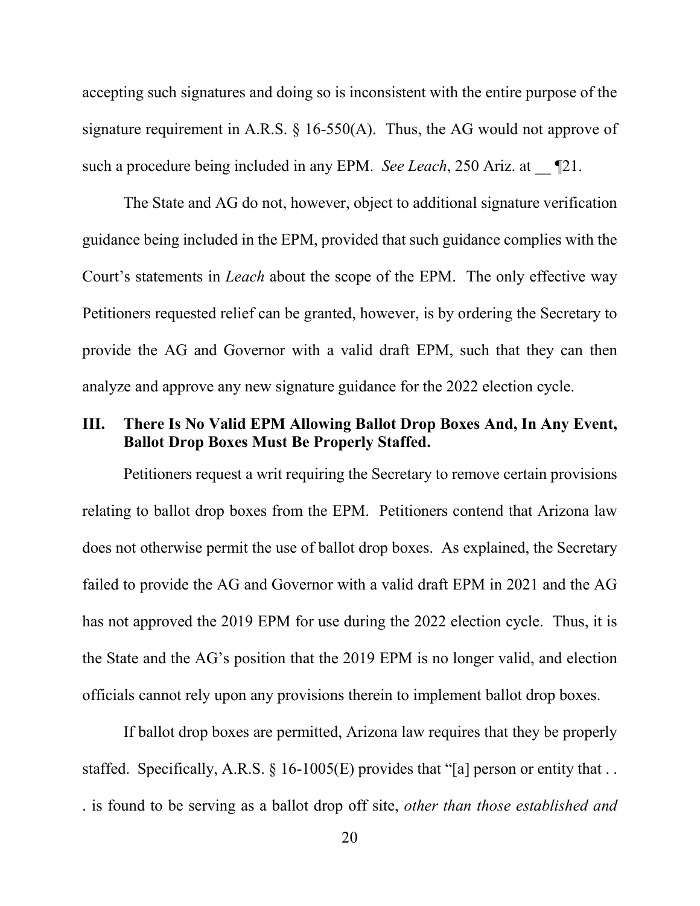accepting such signatures and doing so is inconsistent with the entire purpose of the signature requirement in A.R.S. § 16-550(A). Thus, the AG would not approve of such a procedure being included in any EPM. *See Leach*, 250 Ariz. at __ ¶21.

The State and AG do not, however, object to additional signature verification guidance being included in the EPM, provided that such guidance complies with the Court's statements in *Leach* about the scope of the EPM. The only effective way Petitioners requested relief can be granted, however, is by ordering the Secretary to provide the AG and Governor with a valid draft EPM, such that they can then analyze and approve any new signature guidance for the 2022 election cycle.

## III. There Is No Valid EPM Allowing Ballot Drop Boxes And, In Any Event, Ballot Drop Boxes Must Be Properly Staffed.

Petitioners request a writ requiring the Secretary to remove certain provisions relating to ballot drop boxes from the EPM. Petitioners contend that Arizona law does not otherwise permit the use of ballot drop boxes. As explained, the Secretary failed to provide the AG and Governor with a valid draft EPM in 2021 and the AG has not approved the 2019 EPM for use during the 2022 election cycle. Thus, it is the State and the AG's position that the 2019 EPM is no longer valid, and election officials cannot rely upon any provisions therein to implement ballot drop boxes.

If ballot drop boxes are permitted, Arizona law requires that they be properly staffed. Specifically, A.R.S. § 16-1005(E) provides that "[a] person or entity that . . . is found to be serving as a ballot drop off site, *other than those established and*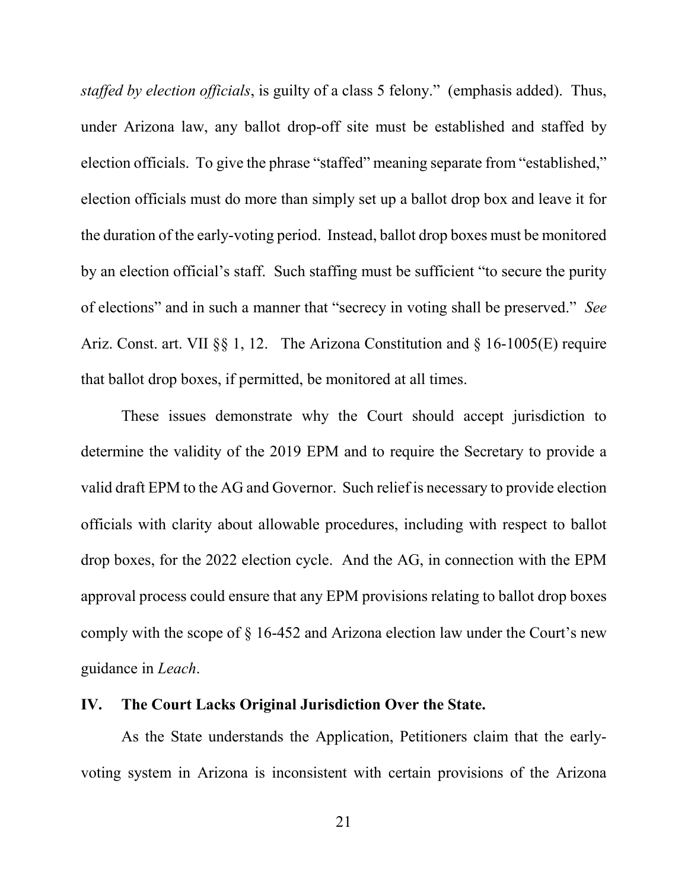*staffed by election officials*, is guilty of a class 5 felony." (emphasis added). Thus, under Arizona law, any ballot drop-off site must be established and staffed by election officials. To give the phrase "staffed" meaning separate from "established," election officials must do more than simply set up a ballot drop box and leave it for the duration of the early-voting period. Instead, ballot drop boxes must be monitored by an election official's staff. Such staffing must be sufficient "to secure the purity of elections" and in such a manner that "secrecy in voting shall be preserved." *See* Ariz. Const. art. VII §§ 1, 12. The Arizona Constitution and § 16-1005(E) require that ballot drop boxes, if permitted, be monitored at all times.

These issues demonstrate why the Court should accept jurisdiction to determine the validity of the 2019 EPM and to require the Secretary to provide a valid draft EPM to the AG and Governor. Such relief is necessary to provide election officials with clarity about allowable procedures, including with respect to ballot drop boxes, for the 2022 election cycle. And the AG, in connection with the EPM approval process could ensure that any EPM provisions relating to ballot drop boxes comply with the scope of § 16-452 and Arizona election law under the Court's new guidance in *Leach*.

## IV. The Court Lacks Original Jurisdiction Over the State.

As the State understands the Application, Petitioners claim that the early-voting system in Arizona is inconsistent with certain provisions of the Arizona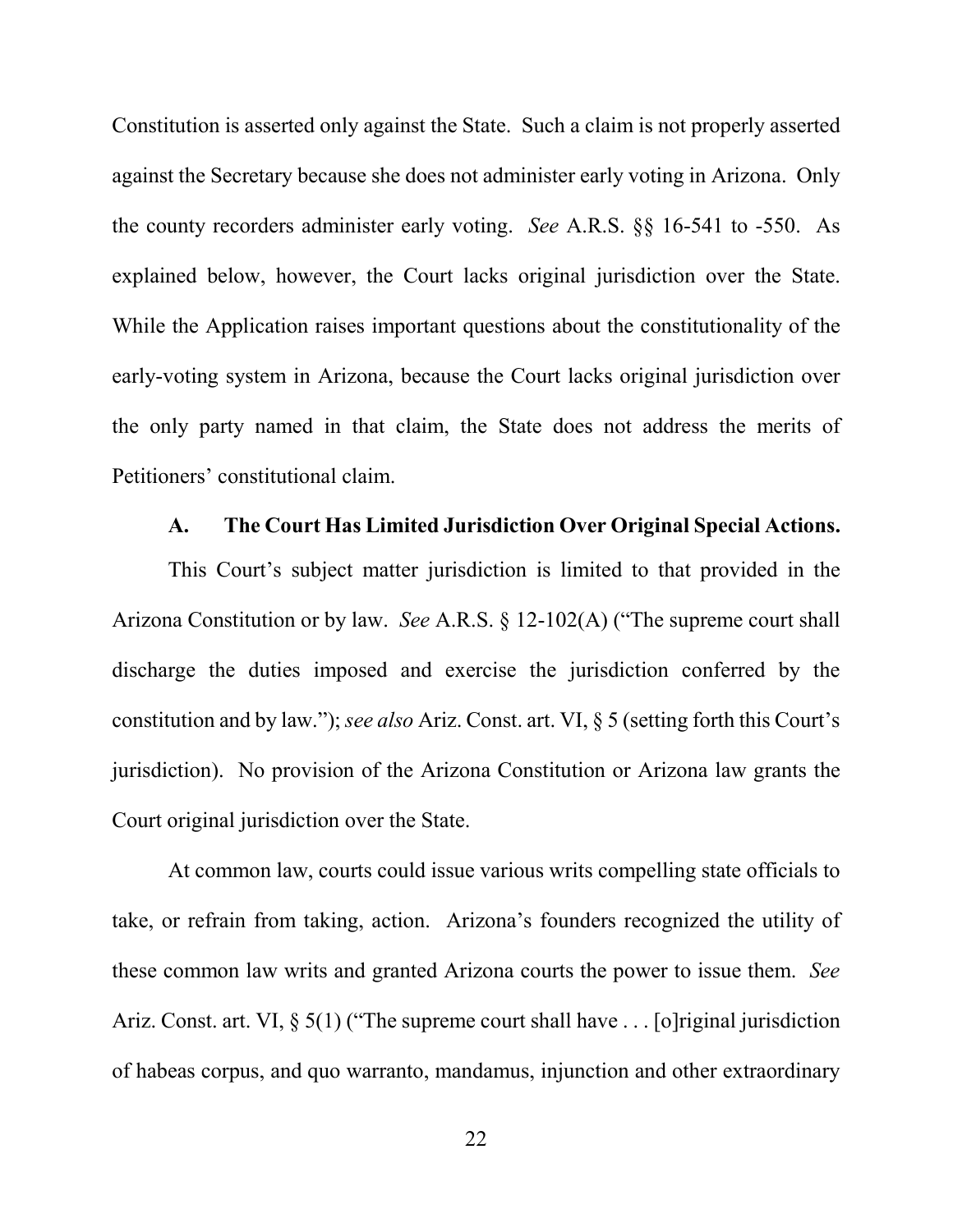Constitution is asserted only against the State. Such a claim is not properly asserted against the Secretary because she does not administer early voting in Arizona. Only the county recorders administer early voting. *See* A.R.S. §§ 16-541 to -550. As explained below, however, the Court lacks original jurisdiction over the State. While the Application raises important questions about the constitutionality of the early-voting system in Arizona, because the Court lacks original jurisdiction over the only party named in that claim, the State does not address the merits of Petitioners' constitutional claim.

### A. The Court Has Limited Jurisdiction Over Original Special Actions.

This Court's subject matter jurisdiction is limited to that provided in the Arizona Constitution or by law. *See* A.R.S. § 12-102(A) ("The supreme court shall discharge the duties imposed and exercise the jurisdiction conferred by the constitution and by law."); *see also* Ariz. Const. art. VI, § 5 (setting forth this Court's jurisdiction). No provision of the Arizona Constitution or Arizona law grants the Court original jurisdiction over the State.

At common law, courts could issue various writs compelling state officials to take, or refrain from taking, action. Arizona's founders recognized the utility of these common law writs and granted Arizona courts the power to issue them. *See* Ariz. Const. art. VI, § 5(1) ("The supreme court shall have . . . [o]riginal jurisdiction of habeas corpus, and quo warranto, mandamus, injunction and other extraordinary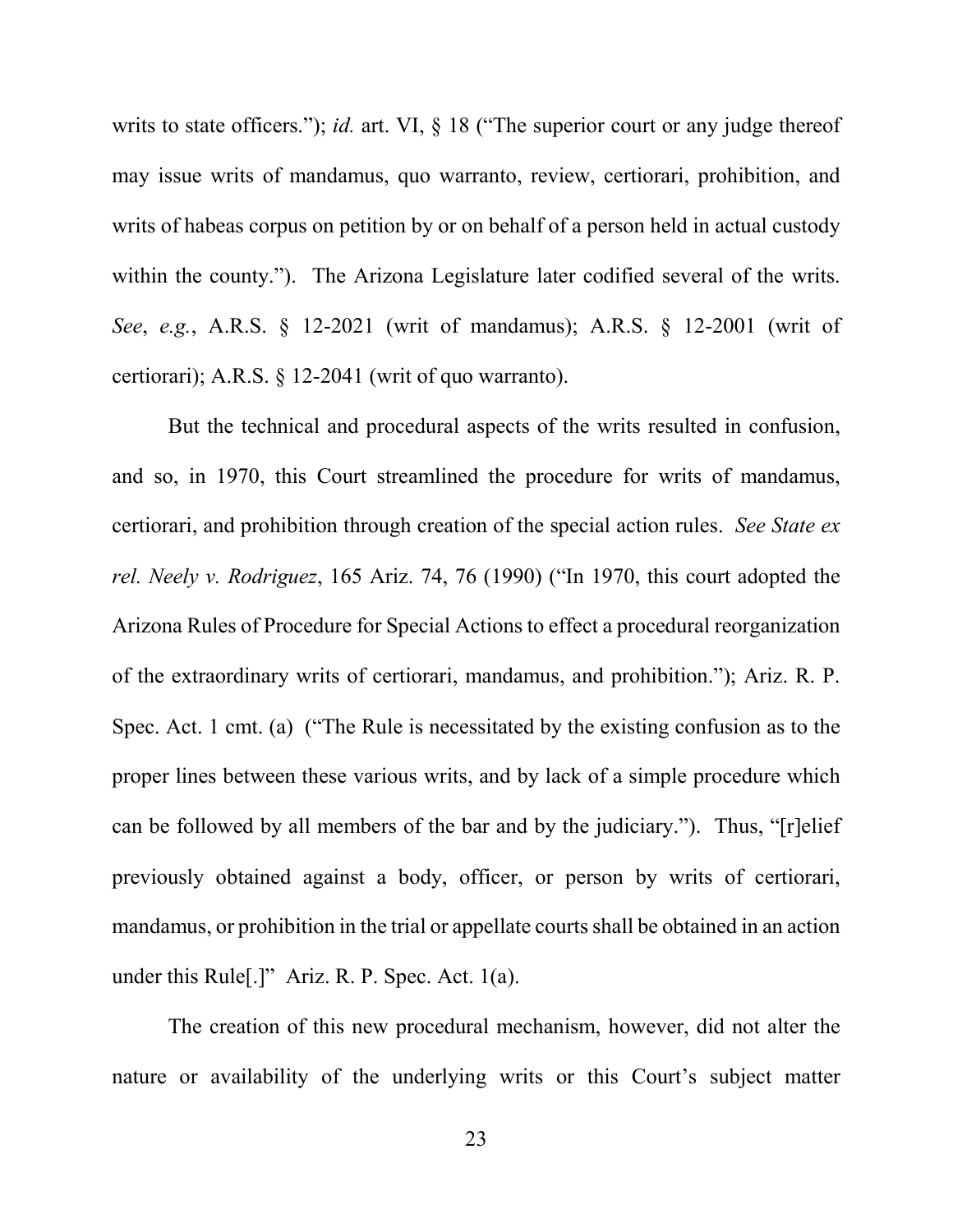writs to state officers."); *id.* art. VI, § 18 ("The superior court or any judge thereof may issue writs of mandamus, quo warranto, review, certiorari, prohibition, and writs of habeas corpus on petition by or on behalf of a person held in actual custody within the county."). The Arizona Legislature later codified several of the writs. *See*, *e.g.*, A.R.S. § 12-2021 (writ of mandamus); A.R.S. § 12-2001 (writ of certiorari); A.R.S. § 12-2041 (writ of quo warranto).

But the technical and procedural aspects of the writs resulted in confusion, and so, in 1970, this Court streamlined the procedure for writs of mandamus, certiorari, and prohibition through creation of the special action rules. *See State ex rel. Neely v. Rodriguez*, 165 Ariz. 74, 76 (1990) ("In 1970, this court adopted the Arizona Rules of Procedure for Special Actions to effect a procedural reorganization of the extraordinary writs of certiorari, mandamus, and prohibition."); Ariz. R. P. Spec. Act. 1 cmt. (a) ("The Rule is necessitated by the existing confusion as to the proper lines between these various writs, and by lack of a simple procedure which can be followed by all members of the bar and by the judiciary."). Thus, "[r]elief previously obtained against a body, officer, or person by writs of certiorari, mandamus, or prohibition in the trial or appellate courts shall be obtained in an action under this Rule[.]" Ariz. R. P. Spec. Act. 1(a).

The creation of this new procedural mechanism, however, did not alter the nature or availability of the underlying writs or this Court's subject matter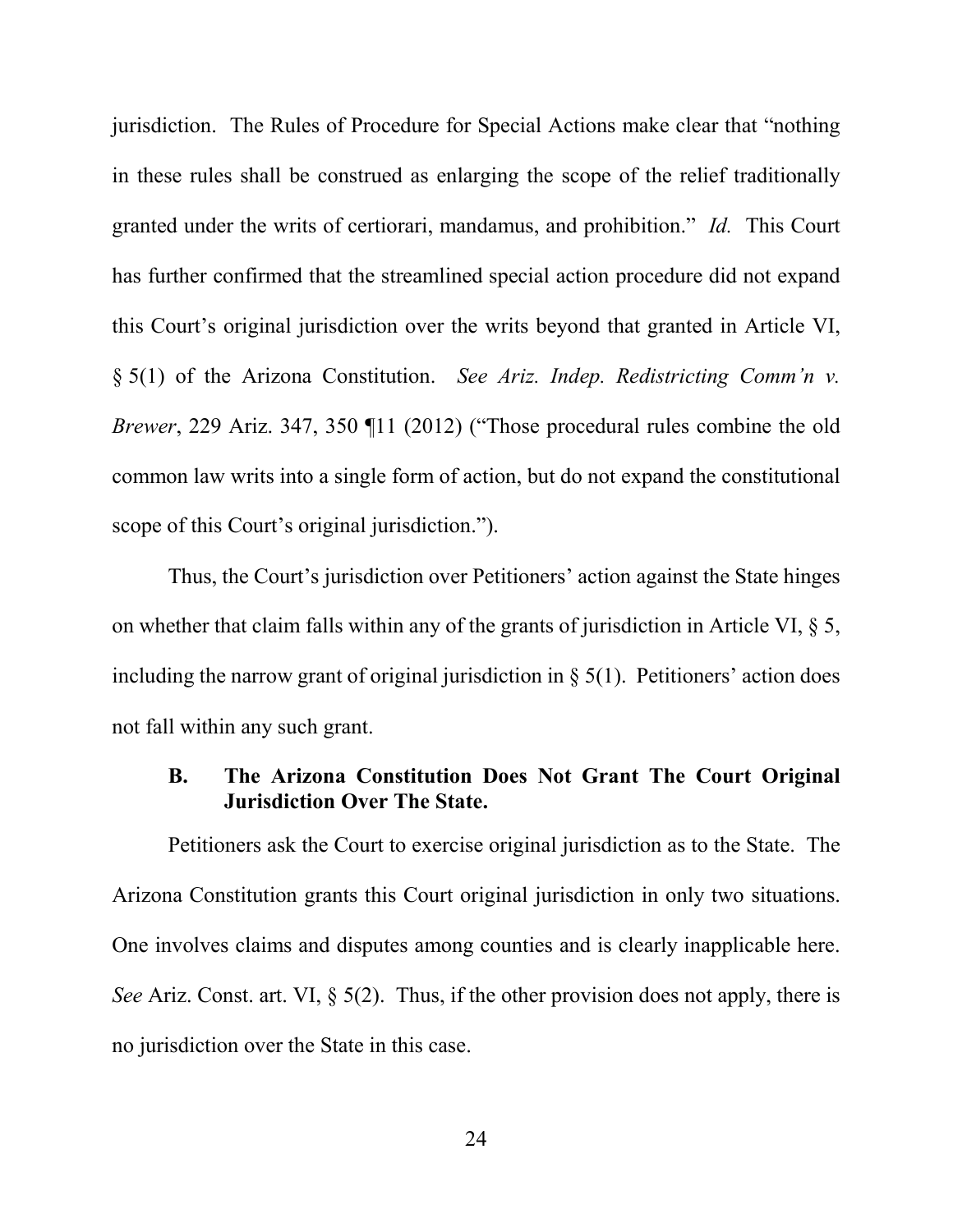jurisdiction. The Rules of Procedure for Special Actions make clear that "nothing in these rules shall be construed as enlarging the scope of the relief traditionally granted under the writs of certiorari, mandamus, and prohibition." *Id.* This Court has further confirmed that the streamlined special action procedure did not expand this Court's original jurisdiction over the writs beyond that granted in Article VI, § 5(1) of the Arizona Constitution. *See Ariz. Indep. Redistricting Comm'n v. Brewer*, 229 Ariz. 347, 350 ¶11 (2012) ("Those procedural rules combine the old common law writs into a single form of action, but do not expand the constitutional scope of this Court's original jurisdiction.").

Thus, the Court's jurisdiction over Petitioners' action against the State hinges on whether that claim falls within any of the grants of jurisdiction in Article VI, § 5, including the narrow grant of original jurisdiction in § 5(1). Petitioners' action does not fall within any such grant.

### B. The Arizona Constitution Does Not Grant The Court Original Jurisdiction Over The State.

Petitioners ask the Court to exercise original jurisdiction as to the State. The Arizona Constitution grants this Court original jurisdiction in only two situations. One involves claims and disputes among counties and is clearly inapplicable here. *See* Ariz. Const. art. VI, § 5(2). Thus, if the other provision does not apply, there is no jurisdiction over the State in this case.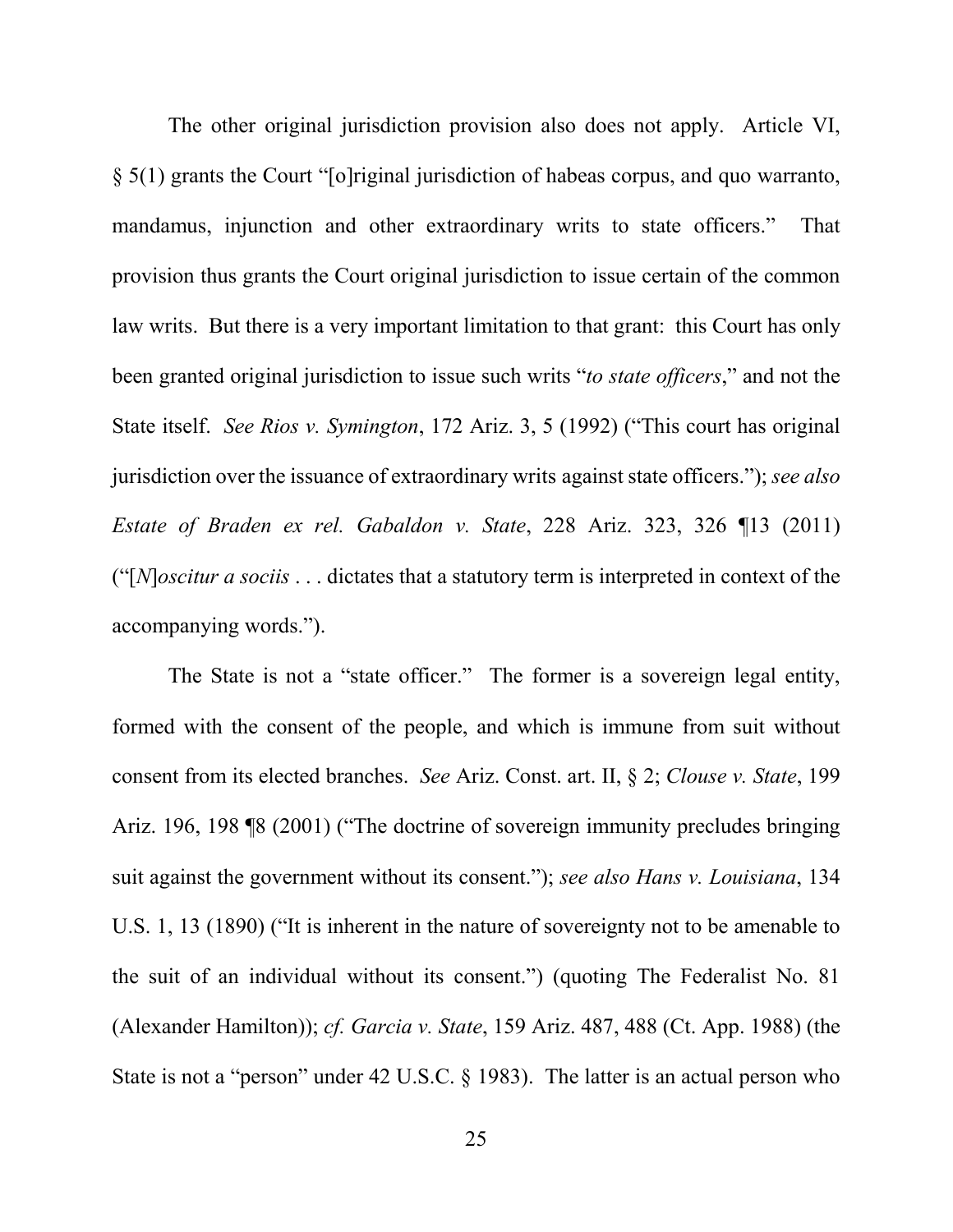The other original jurisdiction provision also does not apply. Article VI, § 5(1) grants the Court "[o]riginal jurisdiction of habeas corpus, and quo warranto, mandamus, injunction and other extraordinary writs to state officers." That provision thus grants the Court original jurisdiction to issue certain of the common law writs. But there is a very important limitation to that grant: this Court has only been granted original jurisdiction to issue such writs "*to state officers*," and not the State itself. *See Rios v. Symington*, 172 Ariz. 3, 5 (1992) ("This court has original jurisdiction over the issuance of extraordinary writs against state officers."); *see also Estate of Braden ex rel. Gabaldon v. State*, 228 Ariz. 323, 326 ¶13 (2011) ("[*N*]*oscitur a sociis* . . . dictates that a statutory term is interpreted in context of the accompanying words.").

The State is not a "state officer." The former is a sovereign legal entity, formed with the consent of the people, and which is immune from suit without consent from its elected branches. *See* Ariz. Const. art. II, § 2; *Clouse v. State*, 199 Ariz. 196, 198 ¶8 (2001) ("The doctrine of sovereign immunity precludes bringing suit against the government without its consent."); *see also Hans v. Louisiana*, 134 U.S. 1, 13 (1890) ("It is inherent in the nature of sovereignty not to be amenable to the suit of an individual without its consent.") (quoting The Federalist No. 81 (Alexander Hamilton)); *cf. Garcia v. State*, 159 Ariz. 487, 488 (Ct. App. 1988) (the State is not a "person" under 42 U.S.C. § 1983). The latter is an actual person who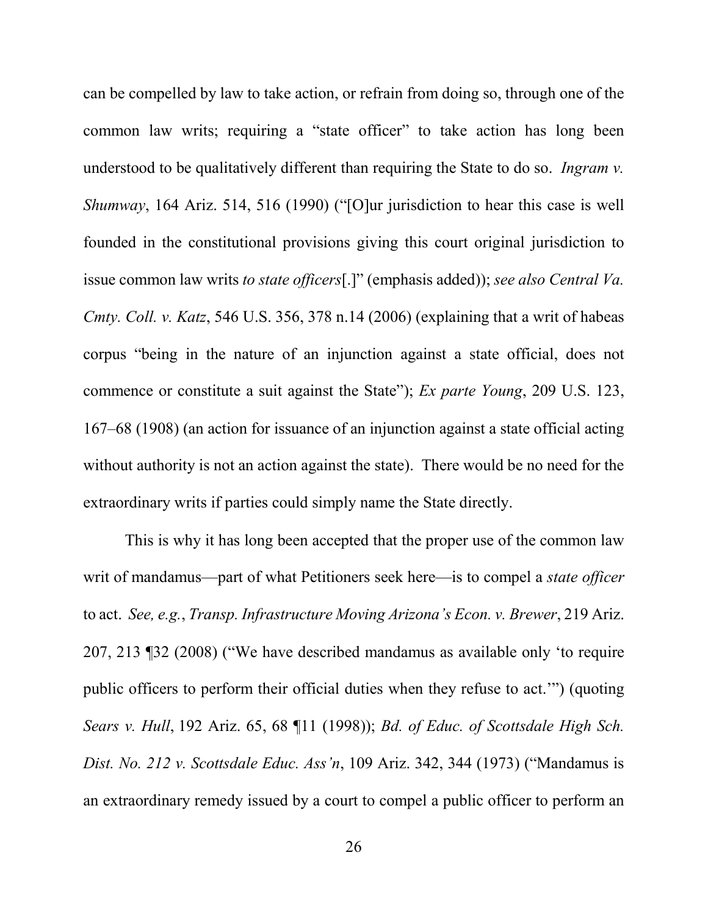can be compelled by law to take action, or refrain from doing so, through one of the common law writs; requiring a "state officer" to take action has long been understood to be qualitatively different than requiring the State to do so. *Ingram v. Shumway*, 164 Ariz. 514, 516 (1990) ("[O]ur jurisdiction to hear this case is well founded in the constitutional provisions giving this court original jurisdiction to issue common law writs *to state officers*[.]" (emphasis added)); *see also Central Va. Cmty. Coll. v. Katz*, 546 U.S. 356, 378 n.14 (2006) (explaining that a writ of habeas corpus "being in the nature of an injunction against a state official, does not commence or constitute a suit against the State"); *Ex parte Young*, 209 U.S. 123, 167–68 (1908) (an action for issuance of an injunction against a state official acting without authority is not an action against the state). There would be no need for the extraordinary writs if parties could simply name the State directly.

This is why it has long been accepted that the proper use of the common law writ of mandamus—part of what Petitioners seek here—is to compel a *state officer* to act. *See, e.g.*, *Transp. Infrastructure Moving Arizona's Econ. v. Brewer*, 219 Ariz. 207, 213 ¶32 (2008) ("We have described mandamus as available only 'to require public officers to perform their official duties when they refuse to act.'") (quoting *Sears v. Hull*, 192 Ariz. 65, 68 ¶11 (1998)); *Bd. of Educ. of Scottsdale High Sch. Dist. No. 212 v. Scottsdale Educ. Ass'n*, 109 Ariz. 342, 344 (1973) ("Mandamus is an extraordinary remedy issued by a court to compel a public officer to perform an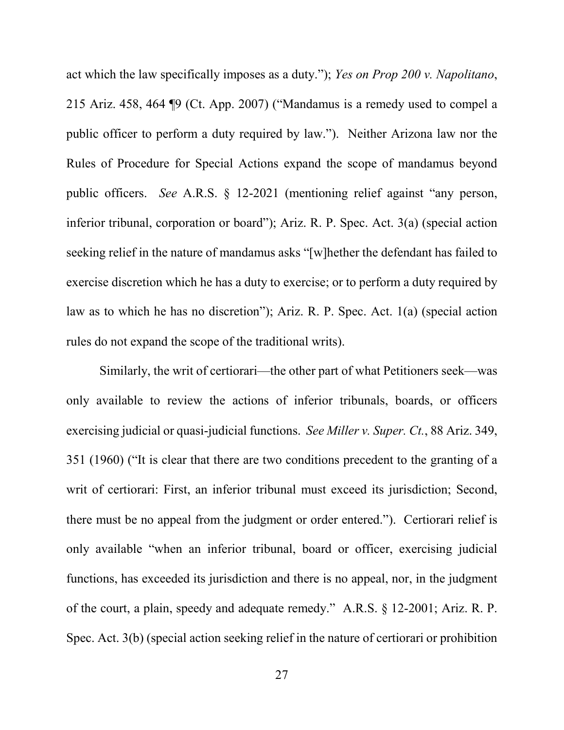act which the law specifically imposes as a duty."); *Yes on Prop 200 v. Napolitano*, 215 Ariz. 458, 464 ¶9 (Ct. App. 2007) ("Mandamus is a remedy used to compel a public officer to perform a duty required by law."). Neither Arizona law nor the Rules of Procedure for Special Actions expand the scope of mandamus beyond public officers. *See* A.R.S. § 12-2021 (mentioning relief against "any person, inferior tribunal, corporation or board"); Ariz. R. P. Spec. Act. 3(a) (special action seeking relief in the nature of mandamus asks "[w]hether the defendant has failed to exercise discretion which he has a duty to exercise; or to perform a duty required by law as to which he has no discretion"); Ariz. R. P. Spec. Act. 1(a) (special action rules do not expand the scope of the traditional writs).

Similarly, the writ of certiorari—the other part of what Petitioners seek—was only available to review the actions of inferior tribunals, boards, or officers exercising judicial or quasi-judicial functions. *See Miller v. Super. Ct.*, 88 Ariz. 349, 351 (1960) ("It is clear that there are two conditions precedent to the granting of a writ of certiorari: First, an inferior tribunal must exceed its jurisdiction; Second, there must be no appeal from the judgment or order entered."). Certiorari relief is only available "when an inferior tribunal, board or officer, exercising judicial functions, has exceeded its jurisdiction and there is no appeal, nor, in the judgment of the court, a plain, speedy and adequate remedy." A.R.S. § 12-2001; Ariz. R. P. Spec. Act. 3(b) (special action seeking relief in the nature of certiorari or prohibition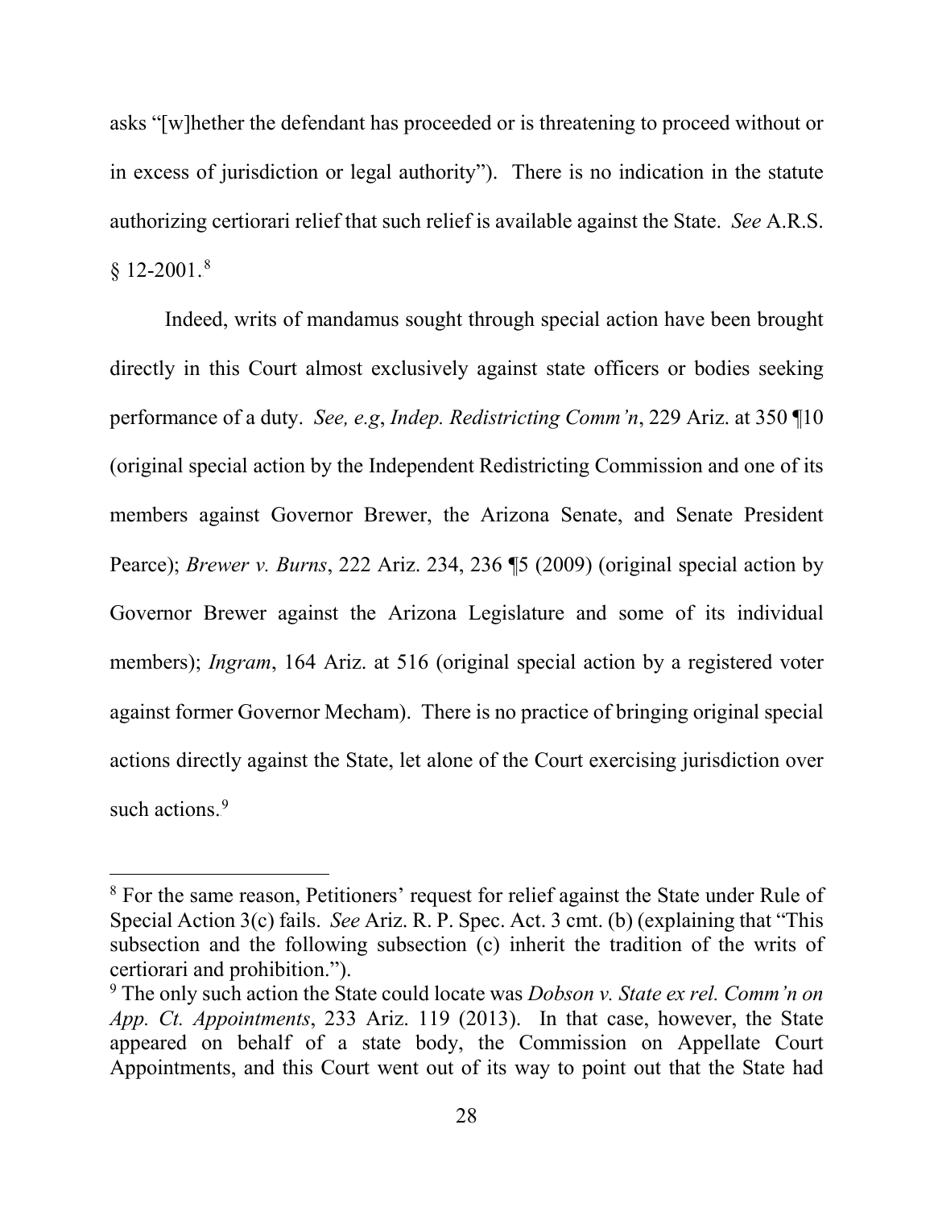asks "[w]hether the defendant has proceeded or is threatening to proceed without or in excess of jurisdiction or legal authority"). There is no indication in the statute authorizing certiorari relief that such relief is available against the State. *See* A.R.S. § 12-2001.[8]

Indeed, writs of mandamus sought through special action have been brought directly in this Court almost exclusively against state officers or bodies seeking performance of a duty. *See, e.g*, *Indep. Redistricting Comm'n*, 229 Ariz. at 350 ¶10 (original special action by the Independent Redistricting Commission and one of its members against Governor Brewer, the Arizona Senate, and Senate President Pearce); *Brewer v. Burns*, 222 Ariz. 234, 236 ¶5 (2009) (original special action by Governor Brewer against the Arizona Legislature and some of its individual members); *Ingram*, 164 Ariz. at 516 (original special action by a registered voter against former Governor Mecham). There is no practice of bringing original special actions directly against the State, let alone of the Court exercising jurisdiction over such actions.[9]

---

[8] For the same reason, Petitioners' request for relief against the State under Rule of Special Action 3(c) fails. *See* Ariz. R. P. Spec. Act. 3 cmt. (b) (explaining that "This subsection and the following subsection (c) inherit the tradition of the writs of certiorari and prohibition.").

[9] The only such action the State could locate was *Dobson v. State ex rel. Comm'n on App. Ct. Appointments*, 233 Ariz. 119 (2013). In that case, however, the State appeared on behalf of a state body, the Commission on Appellate Court Appointments, and this Court went out of its way to point out that the State had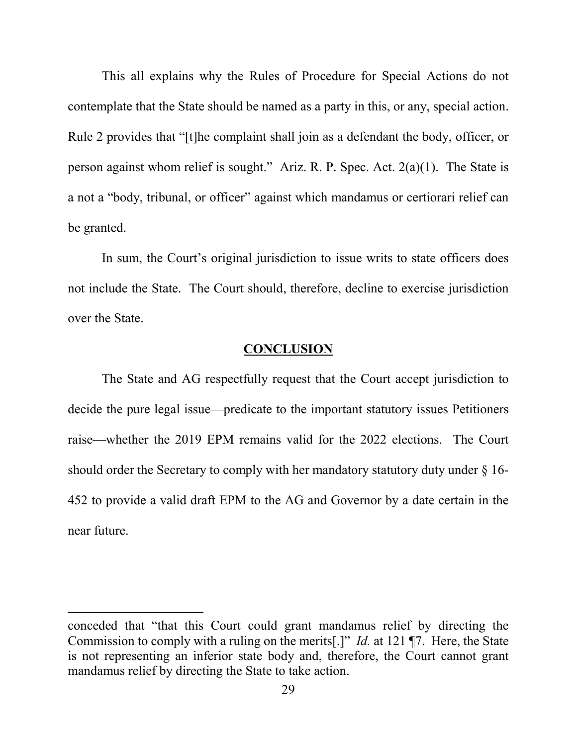This all explains why the Rules of Procedure for Special Actions do not contemplate that the State should be named as a party in this, or any, special action. Rule 2 provides that "[t]he complaint shall join as a defendant the body, officer, or person against whom relief is sought." Ariz. R. P. Spec. Act. 2(a)(1). The State is a not a "body, tribunal, or officer" against which mandamus or certiorari relief can be granted.

In sum, the Court's original jurisdiction to issue writs to state officers does not include the State. The Court should, therefore, decline to exercise jurisdiction over the State.

## CONCLUSION

The State and AG respectfully request that the Court accept jurisdiction to decide the pure legal issue—predicate to the important statutory issues Petitioners raise—whether the 2019 EPM remains valid for the 2022 elections. The Court should order the Secretary to comply with her mandatory statutory duty under § 16-452 to provide a valid draft EPM to the AG and Governor by a date certain in the near future.

---

conceded that "that this Court could grant mandamus relief by directing the Commission to comply with a ruling on the merits[.]" *Id.* at 121 ¶7. Here, the State is not representing an inferior state body and, therefore, the Court cannot grant mandamus relief by directing the State to take action.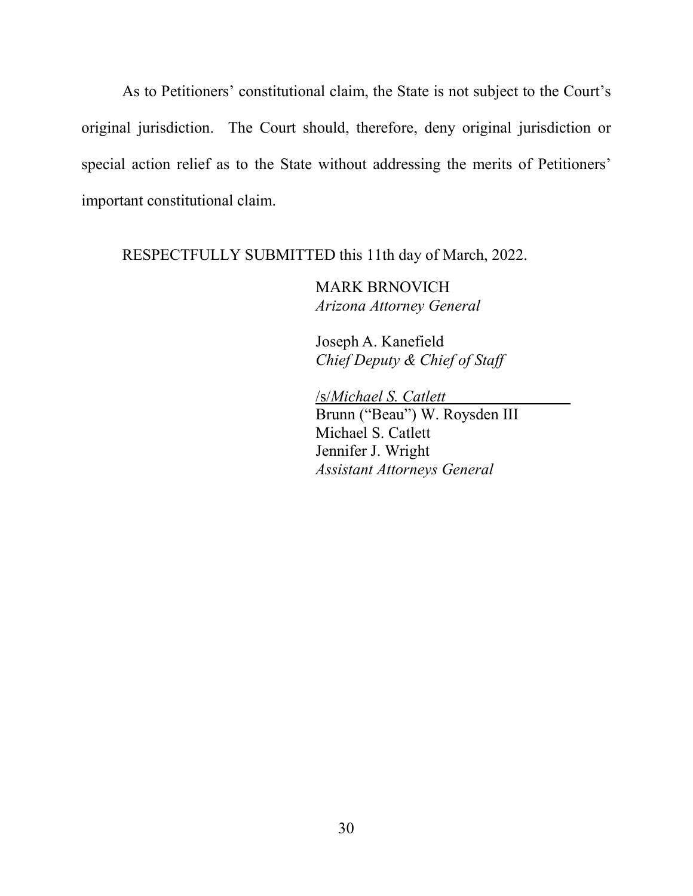As to Petitioners' constitutional claim, the State is not subject to the Court's original jurisdiction. The Court should, therefore, deny original jurisdiction or special action relief as to the State without addressing the merits of Petitioners' important constitutional claim.

RESPECTFULLY SUBMITTED this 11th day of March, 2022.

MARK BRNOVICH
*Arizona Attorney General*

Joseph A. Kanefield
*Chief Deputy & Chief of Staff*

/s/*Michael S. Catlett*
Brunn ("Beau") W. Roysden III
Michael S. Catlett
Jennifer J. Wright
*Assistant Attorneys General*